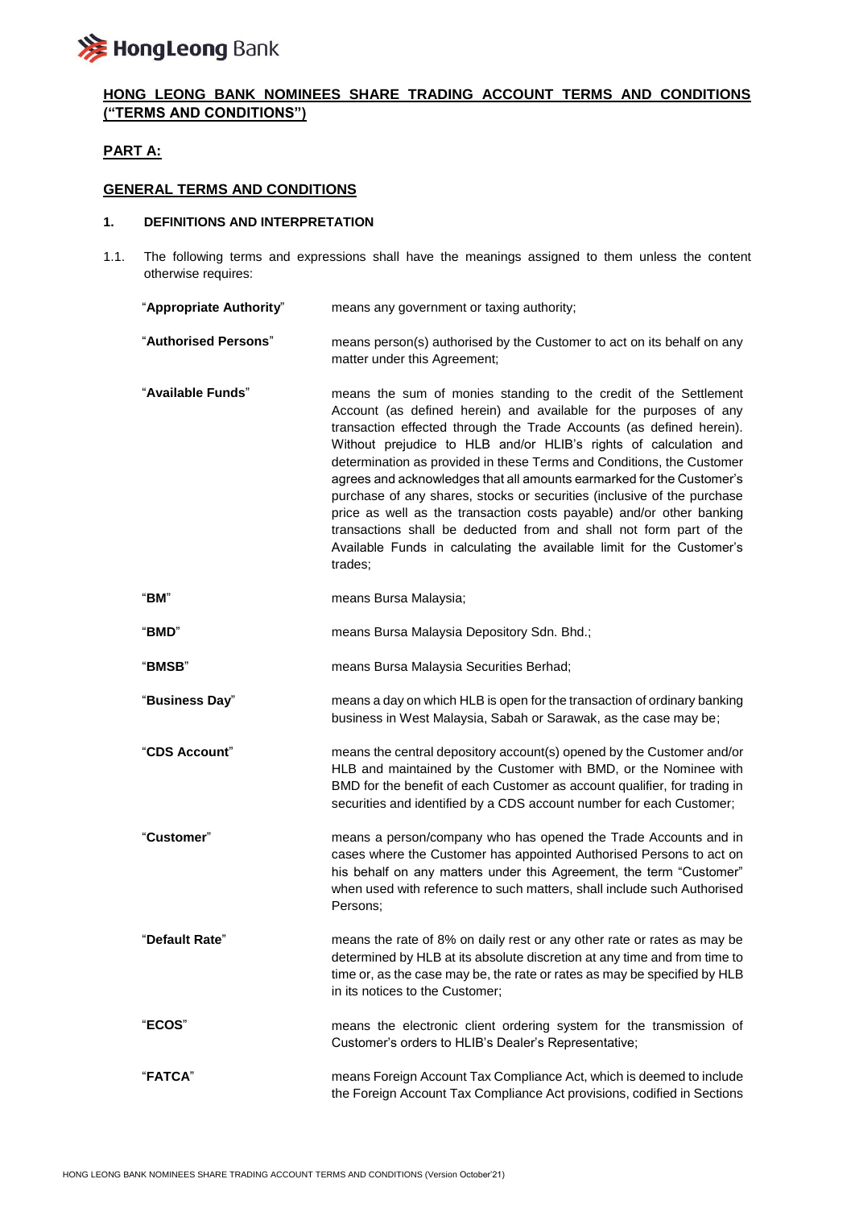## HONG LEONG BANK NOMINEES SHARE TRADING ACCOUNT TERMS AND CONDITIONS ("TERMS AND CONDITIONS")

## PART A:

## GENERAL TERMS AND CONDITIONS

### 1. DEFINITIONS AND INTERPRETATION

1.1. The following terms and expressions shall have the meanings assigned to them unless the content otherwise requires:

| | |
|---|---|
| "**Appropriate Authority**" | means any government or taxing authority; |
| "**Authorised Persons**" | means person(s) authorised by the Customer to act on its behalf on any matter under this Agreement; |
| "**Available Funds**" | means the sum of monies standing to the credit of the Settlement Account (as defined herein) and available for the purposes of any transaction effected through the Trade Accounts (as defined herein). Without prejudice to HLB and/or HLIB's rights of calculation and determination as provided in these Terms and Conditions, the Customer agrees and acknowledges that all amounts earmarked for the Customer's purchase of any shares, stocks or securities (inclusive of the purchase price as well as the transaction costs payable) and/or other banking transactions shall be deducted from and shall not form part of the Available Funds in calculating the available limit for the Customer's trades; |
| "**BM**" | means Bursa Malaysia; |
| "**BMD**" | means Bursa Malaysia Depository Sdn. Bhd.; |
| "**BMSB**" | means Bursa Malaysia Securities Berhad; |
| "**Business Day**" | means a day on which HLB is open for the transaction of ordinary banking business in West Malaysia, Sabah or Sarawak, as the case may be; |
| "**CDS Account**" | means the central depository account(s) opened by the Customer and/or HLB and maintained by the Customer with BMD, or the Nominee with BMD for the benefit of each Customer as account qualifier, for trading in securities and identified by a CDS account number for each Customer; |
| "**Customer**" | means a person/company who has opened the Trade Accounts and in cases where the Customer has appointed Authorised Persons to act on his behalf on any matters under this Agreement, the term "Customer" when used with reference to such matters, shall include such Authorised Persons; |
| "**Default Rate**" | means the rate of 8% on daily rest or any other rate or rates as may be determined by HLB at its absolute discretion at any time and from time to time or, as the case may be, the rate or rates as may be specified by HLB in its notices to the Customer; |
| "**ECOS**" | means the electronic client ordering system for the transmission of Customer's orders to HLIB's Dealer's Representative; |
| "**FATCA**" | means Foreign Account Tax Compliance Act, which is deemed to include the Foreign Account Tax Compliance Act provisions, codified in Sections |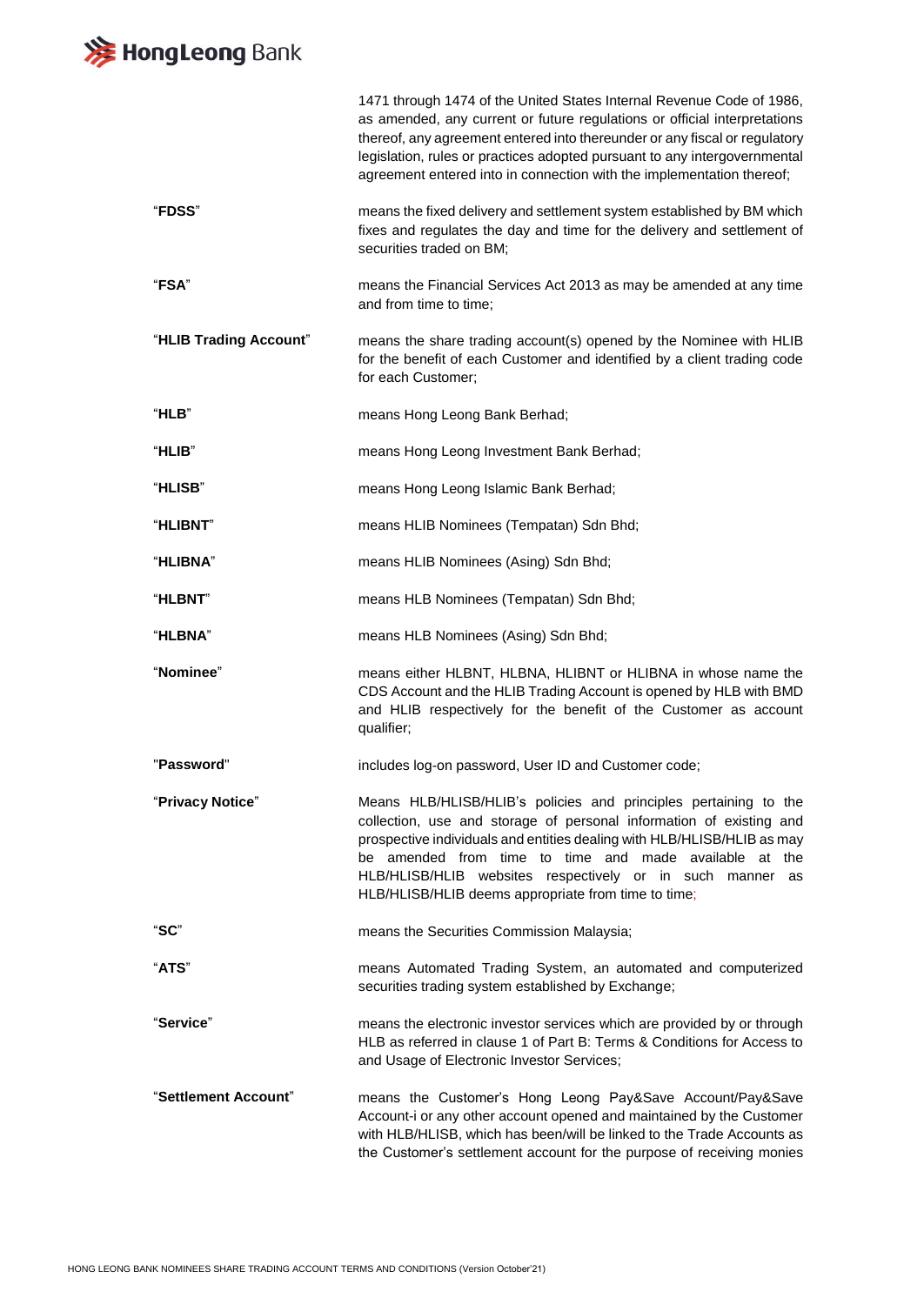| | |
|---|---|
| | 1471 through 1474 of the United States Internal Revenue Code of 1986, as amended, any current or future regulations or official interpretations thereof, any agreement entered into thereunder or any fiscal or regulatory legislation, rules or practices adopted pursuant to any intergovernmental agreement entered into in connection with the implementation thereof; |
| "**FDSS**" | means the fixed delivery and settlement system established by BM which fixes and regulates the day and time for the delivery and settlement of securities traded on BM; |
| "**FSA**" | means the Financial Services Act 2013 as may be amended at any time and from time to time; |
| "**HLIB Trading Account**" | means the share trading account(s) opened by the Nominee with HLIB for the benefit of each Customer and identified by a client trading code for each Customer; |
| "**HLB**" | means Hong Leong Bank Berhad; |
| "**HLIB**" | means Hong Leong Investment Bank Berhad; |
| "**HLISB**" | means Hong Leong Islamic Bank Berhad; |
| "**HLIBNT**" | means HLIB Nominees (Tempatan) Sdn Bhd; |
| "**HLIBNA**" | means HLIB Nominees (Asing) Sdn Bhd; |
| "**HLBNT**" | means HLB Nominees (Tempatan) Sdn Bhd; |
| "**HLBNA**" | means HLB Nominees (Asing) Sdn Bhd; |
| "**Nominee**" | means either HLBNT, HLBNA, HLIBNT or HLIBNA in whose name the CDS Account and the HLIB Trading Account is opened by HLB with BMD and HLIB respectively for the benefit of the Customer as account qualifier; |
| "**Password**" | includes log-on password, User ID and Customer code; |
| "**Privacy Notice**" | Means HLB/HLISB/HLIB's policies and principles pertaining to the collection, use and storage of personal information of existing and prospective individuals and entities dealing with HLB/HLISB/HLIB as may be amended from time to time and made available at the HLB/HLISB/HLIB websites respectively or in such manner as HLB/HLISB/HLIB deems appropriate from time to time; |
| "**SC**" | means the Securities Commission Malaysia; |
| "**ATS**" | means Automated Trading System, an automated and computerized securities trading system established by Exchange; |
| "**Service**" | means the electronic investor services which are provided by or through HLB as referred in clause 1 of Part B: Terms & Conditions for Access to and Usage of Electronic Investor Services; |
| "**Settlement Account**" | means the Customer's Hong Leong Pay&Save Account/Pay&Save Account-i or any other account opened and maintained by the Customer with HLB/HLISB, which has been/will be linked to the Trade Accounts as the Customer's settlement account for the purpose of receiving monies |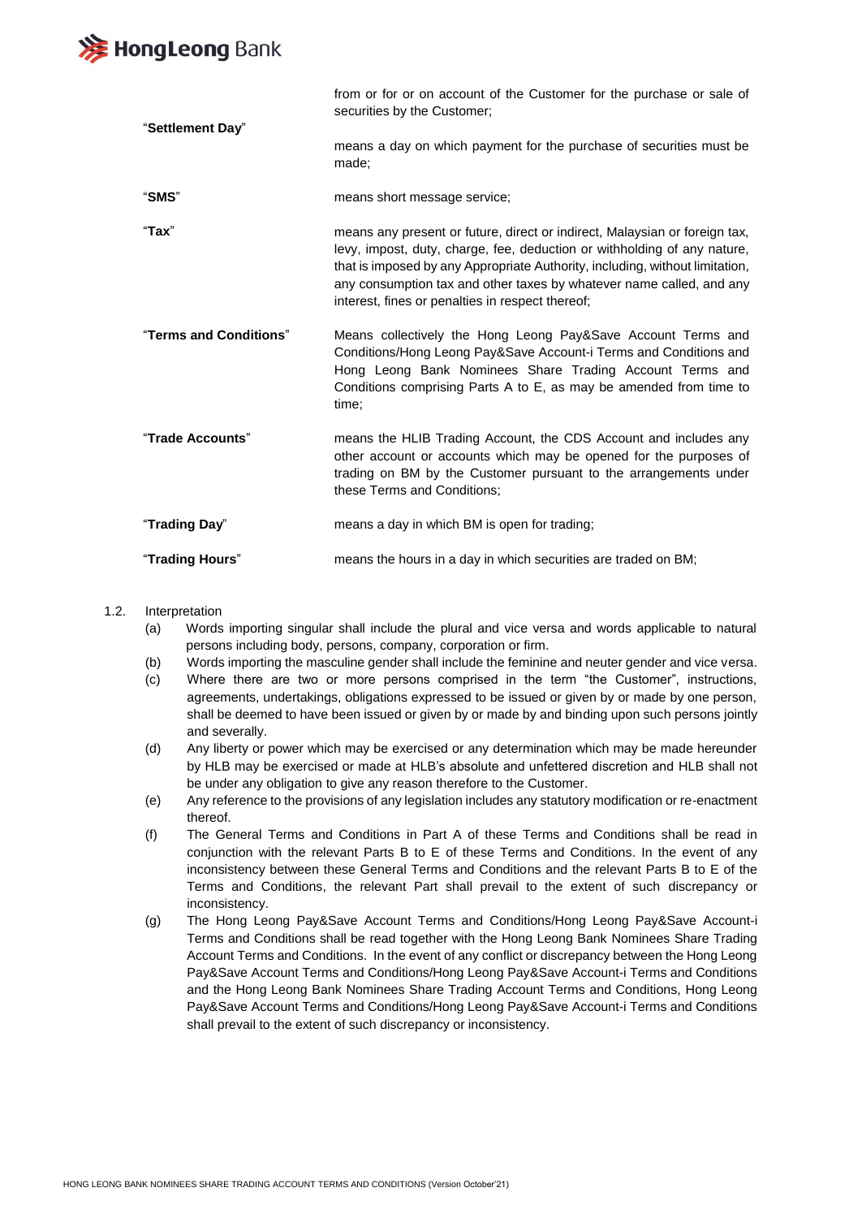| | |
|---|---|
| | from or for or on account of the Customer for the purchase or sale of securities by the Customer; |
| "**Settlement Day**" | means a day on which payment for the purchase of securities must be made; |
| "**SMS**" | means short message service; |
| "**Tax**" | means any present or future, direct or indirect, Malaysian or foreign tax, levy, impost, duty, charge, fee, deduction or withholding of any nature, that is imposed by any Appropriate Authority, including, without limitation, any consumption tax and other taxes by whatever name called, and any interest, fines or penalties in respect thereof; |
| "**Terms and Conditions**" | Means collectively the Hong Leong Pay&Save Account Terms and Conditions/Hong Leong Pay&Save Account-i Terms and Conditions and Hong Leong Bank Nominees Share Trading Account Terms and Conditions comprising Parts A to E, as may be amended from time to time; |
| "**Trade Accounts**" | means the HLIB Trading Account, the CDS Account and includes any other account or accounts which may be opened for the purposes of trading on BM by the Customer pursuant to the arrangements under these Terms and Conditions; |
| "**Trading Day**" | means a day in which BM is open for trading; |
| "**Trading Hours**" | means the hours in a day in which securities are traded on BM; |

1.2. Interpretation

(a) Words importing singular shall include the plural and vice versa and words applicable to natural persons including body, persons, company, corporation or firm.

(b) Words importing the masculine gender shall include the feminine and neuter gender and vice versa.

(c) Where there are two or more persons comprised in the term "the Customer", instructions, agreements, undertakings, obligations expressed to be issued or given by or made by one person, shall be deemed to have been issued or given by or made by and binding upon such persons jointly and severally.

(d) Any liberty or power which may be exercised or any determination which may be made hereunder by HLB may be exercised or made at HLB's absolute and unfettered discretion and HLB shall not be under any obligation to give any reason therefore to the Customer.

(e) Any reference to the provisions of any legislation includes any statutory modification or re-enactment thereof.

(f) The General Terms and Conditions in Part A of these Terms and Conditions shall be read in conjunction with the relevant Parts B to E of these Terms and Conditions. In the event of any inconsistency between these General Terms and Conditions and the relevant Parts B to E of the Terms and Conditions, the relevant Part shall prevail to the extent of such discrepancy or inconsistency.

(g) The Hong Leong Pay&Save Account Terms and Conditions/Hong Leong Pay&Save Account-i Terms and Conditions shall be read together with the Hong Leong Bank Nominees Share Trading Account Terms and Conditions. In the event of any conflict or discrepancy between the Hong Leong Pay&Save Account Terms and Conditions/Hong Leong Pay&Save Account-i Terms and Conditions and the Hong Leong Bank Nominees Share Trading Account Terms and Conditions, Hong Leong Pay&Save Account Terms and Conditions/Hong Leong Pay&Save Account-i Terms and Conditions shall prevail to the extent of such discrepancy or inconsistency.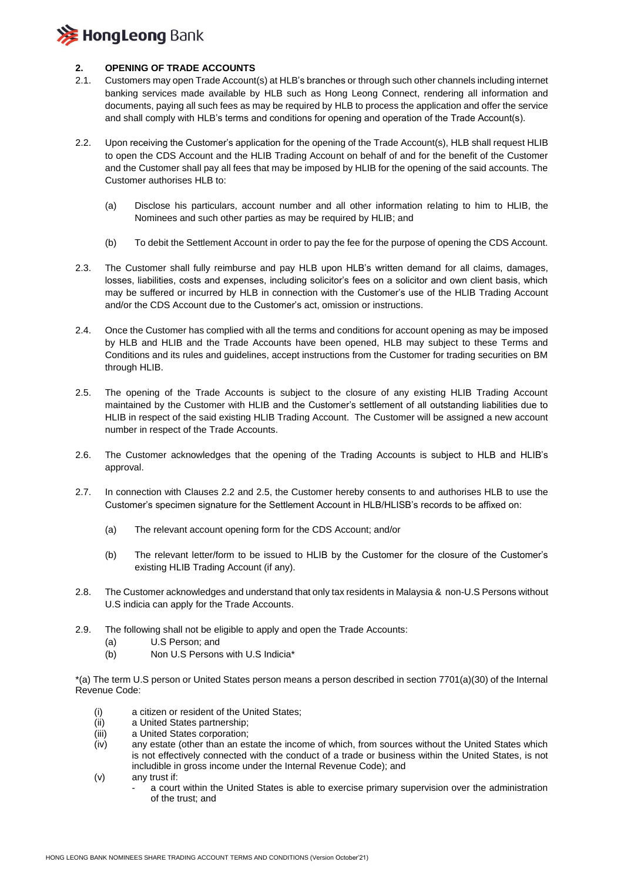## 2. OPENING OF TRADE ACCOUNTS

2.1. Customers may open Trade Account(s) at HLB's branches or through such other channels including internet banking services made available by HLB such as Hong Leong Connect, rendering all information and documents, paying all such fees as may be required by HLB to process the application and offer the service and shall comply with HLB's terms and conditions for opening and operation of the Trade Account(s).

2.2. Upon receiving the Customer's application for the opening of the Trade Account(s), HLB shall request HLIB to open the CDS Account and the HLIB Trading Account on behalf of and for the benefit of the Customer and the Customer shall pay all fees that may be imposed by HLIB for the opening of the said accounts. The Customer authorises HLB to:

(a) Disclose his particulars, account number and all other information relating to him to HLIB, the Nominees and such other parties as may be required by HLIB; and

(b) To debit the Settlement Account in order to pay the fee for the purpose of opening the CDS Account.

2.3. The Customer shall fully reimburse and pay HLB upon HLB's written demand for all claims, damages, losses, liabilities, costs and expenses, including solicitor's fees on a solicitor and own client basis, which may be suffered or incurred by HLB in connection with the Customer's use of the HLIB Trading Account and/or the CDS Account due to the Customer's act, omission or instructions.

2.4. Once the Customer has complied with all the terms and conditions for account opening as may be imposed by HLB and HLIB and the Trade Accounts have been opened, HLB may subject to these Terms and Conditions and its rules and guidelines, accept instructions from the Customer for trading securities on BM through HLIB.

2.5. The opening of the Trade Accounts is subject to the closure of any existing HLIB Trading Account maintained by the Customer with HLIB and the Customer's settlement of all outstanding liabilities due to HLIB in respect of the said existing HLIB Trading Account. The Customer will be assigned a new account number in respect of the Trade Accounts.

2.6. The Customer acknowledges that the opening of the Trading Accounts is subject to HLB and HLIB's approval.

2.7. In connection with Clauses 2.2 and 2.5, the Customer hereby consents to and authorises HLB to use the Customer's specimen signature for the Settlement Account in HLB/HLISB's records to be affixed on:

(a) The relevant account opening form for the CDS Account; and/or

(b) The relevant letter/form to be issued to HLIB by the Customer for the closure of the Customer's existing HLIB Trading Account (if any).

2.8. The Customer acknowledges and understand that only tax residents in Malaysia & non-U.S Persons without U.S indicia can apply for the Trade Accounts.

2.9. The following shall not be eligible to apply and open the Trade Accounts:

(a) U.S Person; and
(b) Non U.S Persons with U.S Indicia*

*(a) The term U.S person or United States person means a person described in section 7701(a)(30) of the Internal Revenue Code:

(i) a citizen or resident of the United States;
(ii) a United States partnership;
(iii) a United States corporation;
(iv) any estate (other than an estate the income of which, from sources without the United States which is not effectively connected with the conduct of a trade or business within the United States, is not includible in gross income under the Internal Revenue Code); and
(v) any trust if:
- a court within the United States is able to exercise primary supervision over the administration of the trust; and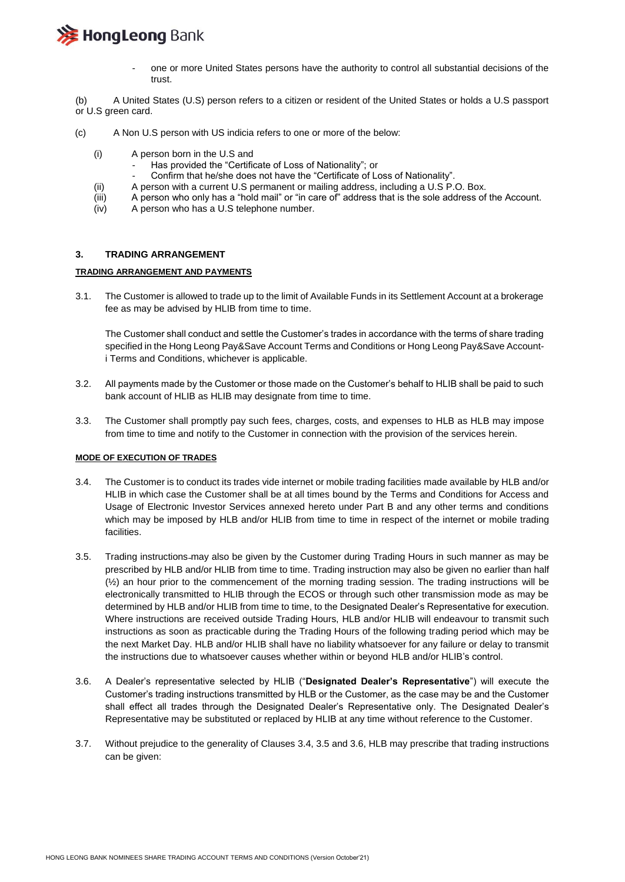- one or more United States persons have the authority to control all substantial decisions of the trust.

(b) A United States (U.S) person refers to a citizen or resident of the United States or holds a U.S passport or U.S green card.

(c) A Non U.S person with US indicia refers to one or more of the below:

(i) A person born in the U.S and
  - Has provided the "Certificate of Loss of Nationality"; or
  - Confirm that he/she does not have the "Certificate of Loss of Nationality".

(ii) A person with a current U.S permanent or mailing address, including a U.S P.O. Box.

(iii) A person who only has a "hold mail" or "in care of" address that is the sole address of the Account.

(iv) A person who has a U.S telephone number.

## 3. TRADING ARRANGEMENT

### TRADING ARRANGEMENT AND PAYMENTS

3.1. The Customer is allowed to trade up to the limit of Available Funds in its Settlement Account at a brokerage fee as may be advised by HLIB from time to time.

The Customer shall conduct and settle the Customer's trades in accordance with the terms of share trading specified in the Hong Leong Pay&Save Account Terms and Conditions or Hong Leong Pay&Save Account-i Terms and Conditions, whichever is applicable.

3.2. All payments made by the Customer or those made on the Customer's behalf to HLIB shall be paid to such bank account of HLIB as HLIB may designate from time to time.

3.3. The Customer shall promptly pay such fees, charges, costs, and expenses to HLB as HLB may impose from time to time and notify to the Customer in connection with the provision of the services herein.

### MODE OF EXECUTION OF TRADES

3.4. The Customer is to conduct its trades vide internet or mobile trading facilities made available by HLB and/or HLIB in which case the Customer shall be at all times bound by the Terms and Conditions for Access and Usage of Electronic Investor Services annexed hereto under Part B and any other terms and conditions which may be imposed by HLB and/or HLIB from time to time in respect of the internet or mobile trading facilities.

3.5. Trading instructions may also be given by the Customer during Trading Hours in such manner as may be prescribed by HLB and/or HLIB from time to time. Trading instruction may also be given no earlier than half (½) an hour prior to the commencement of the morning trading session. The trading instructions will be electronically transmitted to HLIB through the ECOS or through such other transmission mode as may be determined by HLB and/or HLIB from time to time, to the Designated Dealer's Representative for execution. Where instructions are received outside Trading Hours, HLB and/or HLIB will endeavour to transmit such instructions as soon as practicable during the Trading Hours of the following trading period which may be the next Market Day. HLB and/or HLIB shall have no liability whatsoever for any failure or delay to transmit the instructions due to whatsoever causes whether within or beyond HLB and/or HLIB's control.

3.6. A Dealer's representative selected by HLIB ("**Designated Dealer's Representative**") will execute the Customer's trading instructions transmitted by HLB or the Customer, as the case may be and the Customer shall effect all trades through the Designated Dealer's Representative only. The Designated Dealer's Representative may be substituted or replaced by HLIB at any time without reference to the Customer.

3.7. Without prejudice to the generality of Clauses 3.4, 3.5 and 3.6, HLB may prescribe that trading instructions can be given: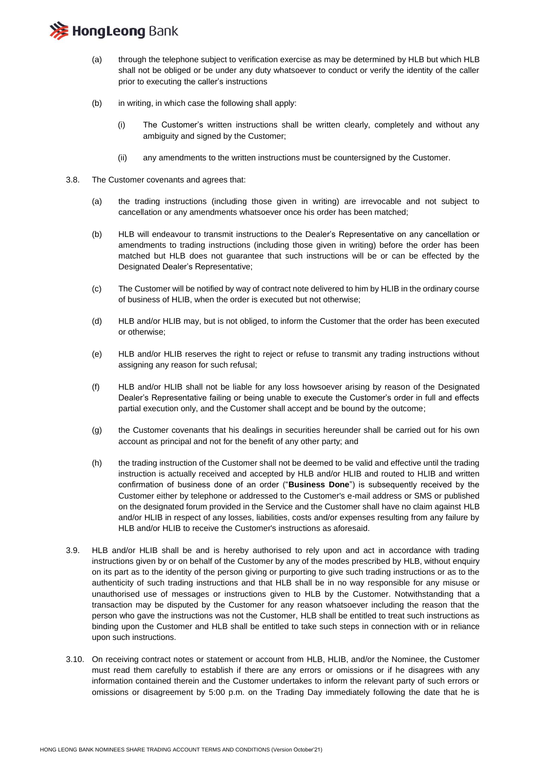(a) through the telephone subject to verification exercise as may be determined by HLB but which HLB shall not be obliged or be under any duty whatsoever to conduct or verify the identity of the caller prior to executing the caller's instructions

(b) in writing, in which case the following shall apply:

(i) The Customer's written instructions shall be written clearly, completely and without any ambiguity and signed by the Customer;

(ii) any amendments to the written instructions must be countersigned by the Customer.

3.8. The Customer covenants and agrees that:

(a) the trading instructions (including those given in writing) are irrevocable and not subject to cancellation or any amendments whatsoever once his order has been matched;

(b) HLB will endeavour to transmit instructions to the Dealer's Representative on any cancellation or amendments to trading instructions (including those given in writing) before the order has been matched but HLB does not guarantee that such instructions will be or can be effected by the Designated Dealer's Representative;

(c) The Customer will be notified by way of contract note delivered to him by HLIB in the ordinary course of business of HLIB, when the order is executed but not otherwise;

(d) HLB and/or HLIB may, but is not obliged, to inform the Customer that the order has been executed or otherwise;

(e) HLB and/or HLIB reserves the right to reject or refuse to transmit any trading instructions without assigning any reason for such refusal;

(f) HLB and/or HLIB shall not be liable for any loss howsoever arising by reason of the Designated Dealer's Representative failing or being unable to execute the Customer's order in full and effects partial execution only, and the Customer shall accept and be bound by the outcome;

(g) the Customer covenants that his dealings in securities hereunder shall be carried out for his own account as principal and not for the benefit of any other party; and

(h) the trading instruction of the Customer shall not be deemed to be valid and effective until the trading instruction is actually received and accepted by HLB and/or HLIB and routed to HLIB and written confirmation of business done of an order ("**Business Done**") is subsequently received by the Customer either by telephone or addressed to the Customer's e-mail address or SMS or published on the designated forum provided in the Service and the Customer shall have no claim against HLB and/or HLIB in respect of any losses, liabilities, costs and/or expenses resulting from any failure by HLB and/or HLIB to receive the Customer's instructions as aforesaid.

3.9. HLB and/or HLIB shall be and is hereby authorised to rely upon and act in accordance with trading instructions given by or on behalf of the Customer by any of the modes prescribed by HLB, without enquiry on its part as to the identity of the person giving or purporting to give such trading instructions or as to the authenticity of such trading instructions and that HLB shall be in no way responsible for any misuse or unauthorised use of messages or instructions given to HLB by the Customer. Notwithstanding that a transaction may be disputed by the Customer for any reason whatsoever including the reason that the person who gave the instructions was not the Customer, HLB shall be entitled to treat such instructions as binding upon the Customer and HLB shall be entitled to take such steps in connection with or in reliance upon such instructions.

3.10. On receiving contract notes or statement or account from HLB, HLIB, and/or the Nominee, the Customer must read them carefully to establish if there are any errors or omissions or if he disagrees with any information contained therein and the Customer undertakes to inform the relevant party of such errors or omissions or disagreement by 5:00 p.m. on the Trading Day immediately following the date that he is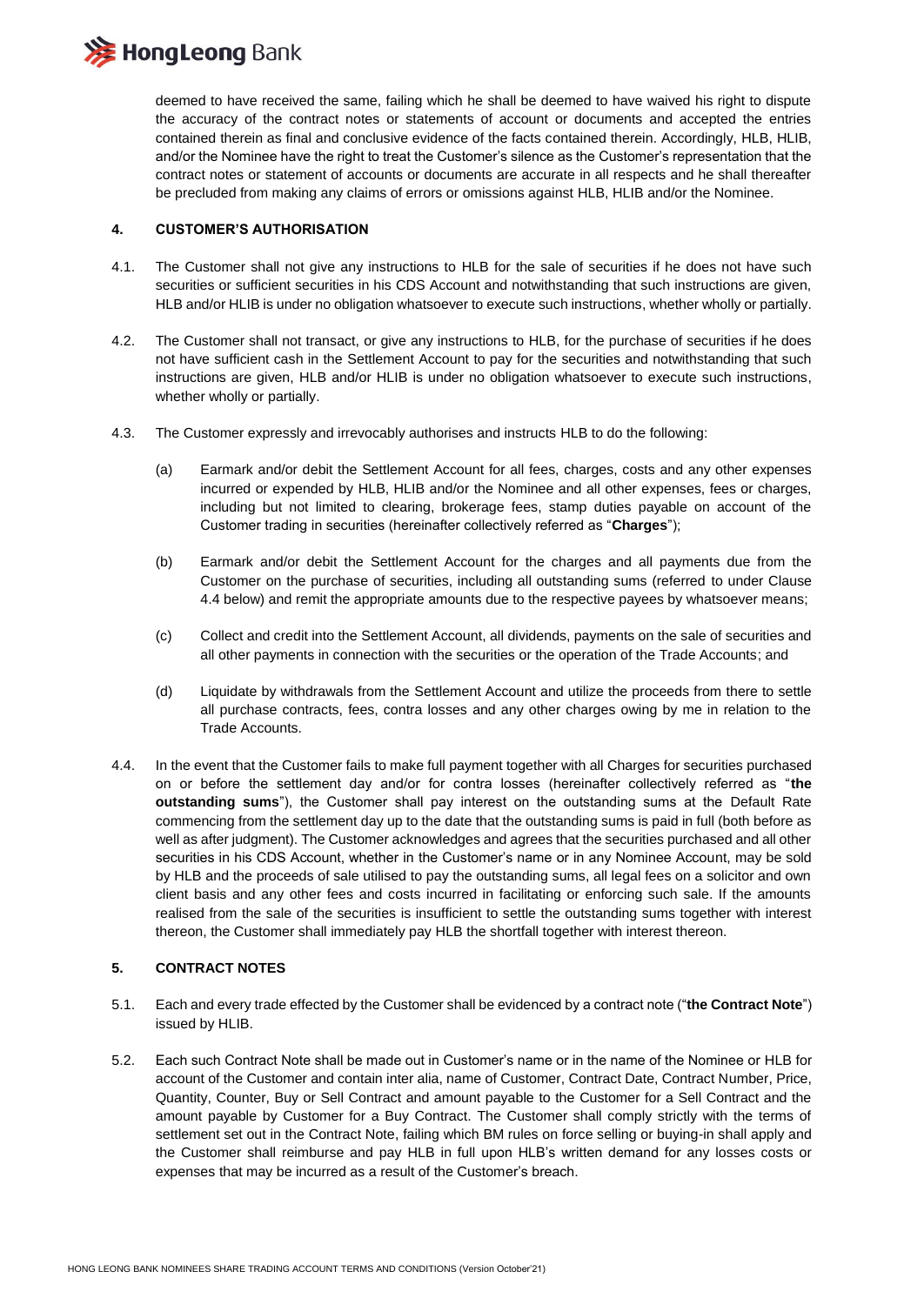deemed to have received the same, failing which he shall be deemed to have waived his right to dispute the accuracy of the contract notes or statements of account or documents and accepted the entries contained therein as final and conclusive evidence of the facts contained therein. Accordingly, HLB, HLIB, and/or the Nominee have the right to treat the Customer's silence as the Customer's representation that the contract notes or statement of accounts or documents are accurate in all respects and he shall thereafter be precluded from making any claims of errors or omissions against HLB, HLIB and/or the Nominee.

## 4. CUSTOMER'S AUTHORISATION

4.1. The Customer shall not give any instructions to HLB for the sale of securities if he does not have such securities or sufficient securities in his CDS Account and notwithstanding that such instructions are given, HLB and/or HLIB is under no obligation whatsoever to execute such instructions, whether wholly or partially.

4.2. The Customer shall not transact, or give any instructions to HLB, for the purchase of securities if he does not have sufficient cash in the Settlement Account to pay for the securities and notwithstanding that such instructions are given, HLB and/or HLIB is under no obligation whatsoever to execute such instructions, whether wholly or partially.

4.3. The Customer expressly and irrevocably authorises and instructs HLB to do the following:

(a) Earmark and/or debit the Settlement Account for all fees, charges, costs and any other expenses incurred or expended by HLB, HLIB and/or the Nominee and all other expenses, fees or charges, including but not limited to clearing, brokerage fees, stamp duties payable on account of the Customer trading in securities (hereinafter collectively referred as "**Charges**");

(b) Earmark and/or debit the Settlement Account for the charges and all payments due from the Customer on the purchase of securities, including all outstanding sums (referred to under Clause 4.4 below) and remit the appropriate amounts due to the respective payees by whatsoever means;

(c) Collect and credit into the Settlement Account, all dividends, payments on the sale of securities and all other payments in connection with the securities or the operation of the Trade Accounts; and

(d) Liquidate by withdrawals from the Settlement Account and utilize the proceeds from there to settle all purchase contracts, fees, contra losses and any other charges owing by me in relation to the Trade Accounts.

4.4. In the event that the Customer fails to make full payment together with all Charges for securities purchased on or before the settlement day and/or for contra losses (hereinafter collectively referred as "**the outstanding sums**"), the Customer shall pay interest on the outstanding sums at the Default Rate commencing from the settlement day up to the date that the outstanding sums is paid in full (both before as well as after judgment). The Customer acknowledges and agrees that the securities purchased and all other securities in his CDS Account, whether in the Customer's name or in any Nominee Account, may be sold by HLB and the proceeds of sale utilised to pay the outstanding sums, all legal fees on a solicitor and own client basis and any other fees and costs incurred in facilitating or enforcing such sale. If the amounts realised from the sale of the securities is insufficient to settle the outstanding sums together with interest thereon, the Customer shall immediately pay HLB the shortfall together with interest thereon.

## 5. CONTRACT NOTES

5.1. Each and every trade effected by the Customer shall be evidenced by a contract note ("**the Contract Note**") issued by HLIB.

5.2. Each such Contract Note shall be made out in Customer's name or in the name of the Nominee or HLB for account of the Customer and contain inter alia, name of Customer, Contract Date, Contract Number, Price, Quantity, Counter, Buy or Sell Contract and amount payable to the Customer for a Sell Contract and the amount payable by Customer for a Buy Contract. The Customer shall comply strictly with the terms of settlement set out in the Contract Note, failing which BM rules on force selling or buying-in shall apply and the Customer shall reimburse and pay HLB in full upon HLB's written demand for any losses costs or expenses that may be incurred as a result of the Customer's breach.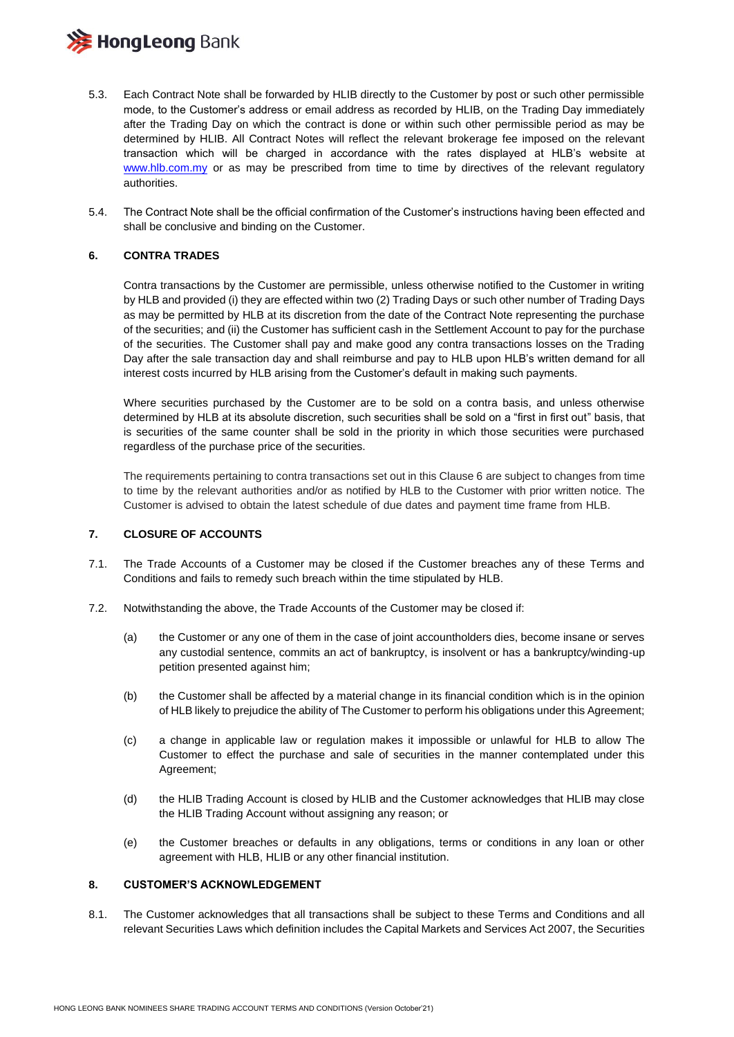5.3. Each Contract Note shall be forwarded by HLIB directly to the Customer by post or such other permissible mode, to the Customer's address or email address as recorded by HLIB, on the Trading Day immediately after the Trading Day on which the contract is done or within such other permissible period as may be determined by HLIB. All Contract Notes will reflect the relevant brokerage fee imposed on the relevant transaction which will be charged in accordance with the rates displayed at HLB's website at www.hlb.com.my or as may be prescribed from time to time by directives of the relevant regulatory authorities.

5.4. The Contract Note shall be the official confirmation of the Customer's instructions having been effected and shall be conclusive and binding on the Customer.

## 6. CONTRA TRADES

Contra transactions by the Customer are permissible, unless otherwise notified to the Customer in writing by HLB and provided (i) they are effected within two (2) Trading Days or such other number of Trading Days as may be permitted by HLB at its discretion from the date of the Contract Note representing the purchase of the securities; and (ii) the Customer has sufficient cash in the Settlement Account to pay for the purchase of the securities. The Customer shall pay and make good any contra transactions losses on the Trading Day after the sale transaction day and shall reimburse and pay to HLB upon HLB's written demand for all interest costs incurred by HLB arising from the Customer's default in making such payments.

Where securities purchased by the Customer are to be sold on a contra basis, and unless otherwise determined by HLB at its absolute discretion, such securities shall be sold on a "first in first out" basis, that is securities of the same counter shall be sold in the priority in which those securities were purchased regardless of the purchase price of the securities.

The requirements pertaining to contra transactions set out in this Clause 6 are subject to changes from time to time by the relevant authorities and/or as notified by HLB to the Customer with prior written notice. The Customer is advised to obtain the latest schedule of due dates and payment time frame from HLB.

## 7. CLOSURE OF ACCOUNTS

7.1. The Trade Accounts of a Customer may be closed if the Customer breaches any of these Terms and Conditions and fails to remedy such breach within the time stipulated by HLB.

7.2. Notwithstanding the above, the Trade Accounts of the Customer may be closed if:

(a) the Customer or any one of them in the case of joint accountholders dies, become insane or serves any custodial sentence, commits an act of bankruptcy, is insolvent or has a bankruptcy/winding-up petition presented against him;

(b) the Customer shall be affected by a material change in its financial condition which is in the opinion of HLB likely to prejudice the ability of The Customer to perform his obligations under this Agreement;

(c) a change in applicable law or regulation makes it impossible or unlawful for HLB to allow The Customer to effect the purchase and sale of securities in the manner contemplated under this Agreement;

(d) the HLIB Trading Account is closed by HLIB and the Customer acknowledges that HLIB may close the HLIB Trading Account without assigning any reason; or

(e) the Customer breaches or defaults in any obligations, terms or conditions in any loan or other agreement with HLB, HLIB or any other financial institution.

## 8. CUSTOMER'S ACKNOWLEDGEMENT

8.1. The Customer acknowledges that all transactions shall be subject to these Terms and Conditions and all relevant Securities Laws which definition includes the Capital Markets and Services Act 2007, the Securities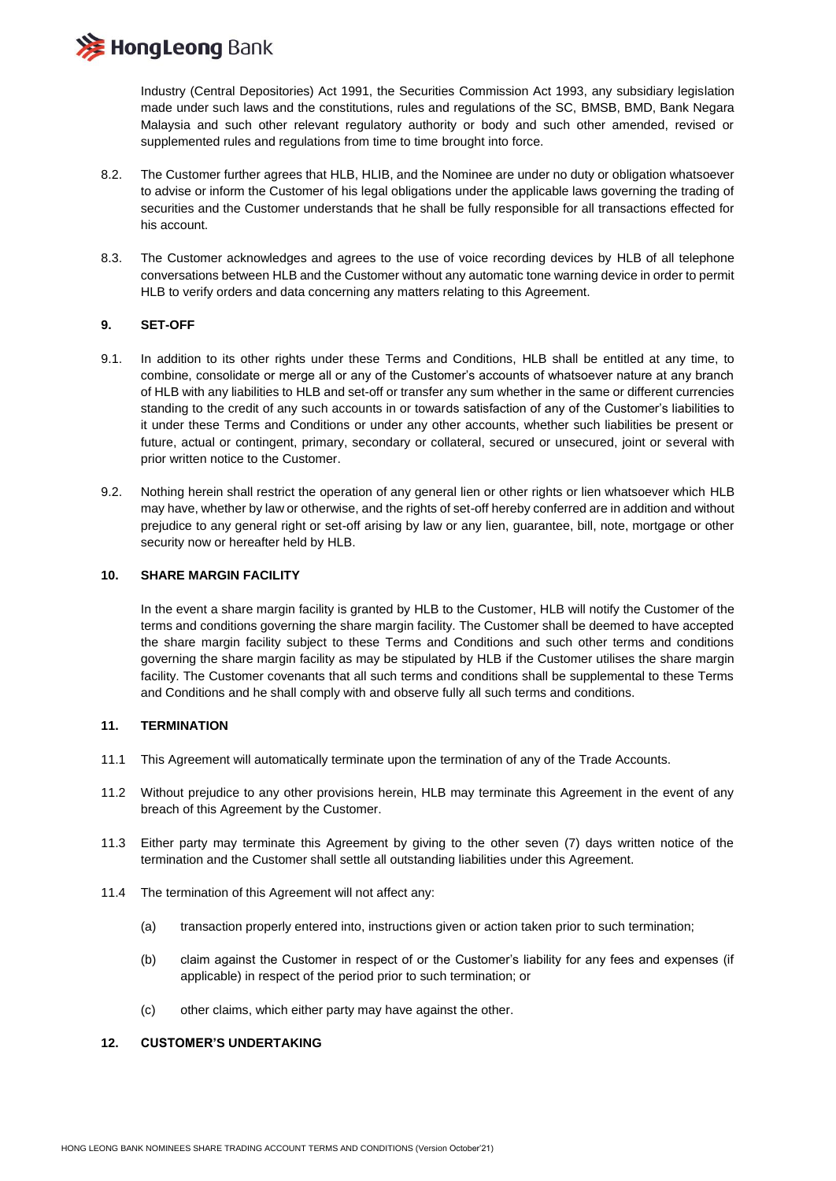Industry (Central Depositories) Act 1991, the Securities Commission Act 1993, any subsidiary legislation made under such laws and the constitutions, rules and regulations of the SC, BMSB, BMD, Bank Negara Malaysia and such other relevant regulatory authority or body and such other amended, revised or supplemented rules and regulations from time to time brought into force.

8.2. The Customer further agrees that HLB, HLIB, and the Nominee are under no duty or obligation whatsoever to advise or inform the Customer of his legal obligations under the applicable laws governing the trading of securities and the Customer understands that he shall be fully responsible for all transactions effected for his account.

8.3. The Customer acknowledges and agrees to the use of voice recording devices by HLB of all telephone conversations between HLB and the Customer without any automatic tone warning device in order to permit HLB to verify orders and data concerning any matters relating to this Agreement.

## 9. SET-OFF

9.1. In addition to its other rights under these Terms and Conditions, HLB shall be entitled at any time, to combine, consolidate or merge all or any of the Customer's accounts of whatsoever nature at any branch of HLB with any liabilities to HLB and set-off or transfer any sum whether in the same or different currencies standing to the credit of any such accounts in or towards satisfaction of any of the Customer's liabilities to it under these Terms and Conditions or under any other accounts, whether such liabilities be present or future, actual or contingent, primary, secondary or collateral, secured or unsecured, joint or several with prior written notice to the Customer.

9.2. Nothing herein shall restrict the operation of any general lien or other rights or lien whatsoever which HLB may have, whether by law or otherwise, and the rights of set-off hereby conferred are in addition and without prejudice to any general right or set-off arising by law or any lien, guarantee, bill, note, mortgage or other security now or hereafter held by HLB.

## 10. SHARE MARGIN FACILITY

In the event a share margin facility is granted by HLB to the Customer, HLB will notify the Customer of the terms and conditions governing the share margin facility. The Customer shall be deemed to have accepted the share margin facility subject to these Terms and Conditions and such other terms and conditions governing the share margin facility as may be stipulated by HLB if the Customer utilises the share margin facility. The Customer covenants that all such terms and conditions shall be supplemental to these Terms and Conditions and he shall comply with and observe fully all such terms and conditions.

## 11. TERMINATION

11.1 This Agreement will automatically terminate upon the termination of any of the Trade Accounts.

11.2 Without prejudice to any other provisions herein, HLB may terminate this Agreement in the event of any breach of this Agreement by the Customer.

11.3 Either party may terminate this Agreement by giving to the other seven (7) days written notice of the termination and the Customer shall settle all outstanding liabilities under this Agreement.

11.4 The termination of this Agreement will not affect any:

(a) transaction properly entered into, instructions given or action taken prior to such termination;

(b) claim against the Customer in respect of or the Customer's liability for any fees and expenses (if applicable) in respect of the period prior to such termination; or

(c) other claims, which either party may have against the other.

## 12. CUSTOMER'S UNDERTAKING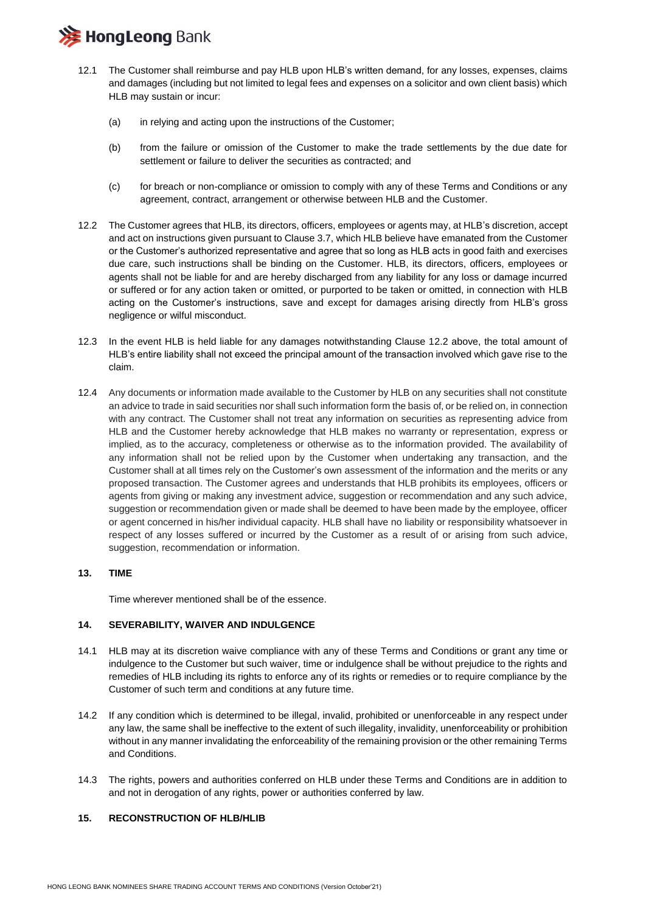12.1 The Customer shall reimburse and pay HLB upon HLB's written demand, for any losses, expenses, claims and damages (including but not limited to legal fees and expenses on a solicitor and own client basis) which HLB may sustain or incur:

(a) in relying and acting upon the instructions of the Customer;

(b) from the failure or omission of the Customer to make the trade settlements by the due date for settlement or failure to deliver the securities as contracted; and

(c) for breach or non-compliance or omission to comply with any of these Terms and Conditions or any agreement, contract, arrangement or otherwise between HLB and the Customer.

12.2 The Customer agrees that HLB, its directors, officers, employees or agents may, at HLB's discretion, accept and act on instructions given pursuant to Clause 3.7, which HLB believe have emanated from the Customer or the Customer's authorized representative and agree that so long as HLB acts in good faith and exercises due care, such instructions shall be binding on the Customer. HLB, its directors, officers, employees or agents shall not be liable for and are hereby discharged from any liability for any loss or damage incurred or suffered or for any action taken or omitted, or purported to be taken or omitted, in connection with HLB acting on the Customer's instructions, save and except for damages arising directly from HLB's gross negligence or wilful misconduct.

12.3 In the event HLB is held liable for any damages notwithstanding Clause 12.2 above, the total amount of HLB's entire liability shall not exceed the principal amount of the transaction involved which gave rise to the claim.

12.4 Any documents or information made available to the Customer by HLB on any securities shall not constitute an advice to trade in said securities nor shall such information form the basis of, or be relied on, in connection with any contract. The Customer shall not treat any information on securities as representing advice from HLB and the Customer hereby acknowledge that HLB makes no warranty or representation, express or implied, as to the accuracy, completeness or otherwise as to the information provided. The availability of any information shall not be relied upon by the Customer when undertaking any transaction, and the Customer shall at all times rely on the Customer's own assessment of the information and the merits or any proposed transaction. The Customer agrees and understands that HLB prohibits its employees, officers or agents from giving or making any investment advice, suggestion or recommendation and any such advice, suggestion or recommendation given or made shall be deemed to have been made by the employee, officer or agent concerned in his/her individual capacity. HLB shall have no liability or responsibility whatsoever in respect of any losses suffered or incurred by the Customer as a result of or arising from such advice, suggestion, recommendation or information.

## 13. TIME

Time wherever mentioned shall be of the essence.

## 14. SEVERABILITY, WAIVER AND INDULGENCE

14.1 HLB may at its discretion waive compliance with any of these Terms and Conditions or grant any time or indulgence to the Customer but such waiver, time or indulgence shall be without prejudice to the rights and remedies of HLB including its rights to enforce any of its rights or remedies or to require compliance by the Customer of such term and conditions at any future time.

14.2 If any condition which is determined to be illegal, invalid, prohibited or unenforceable in any respect under any law, the same shall be ineffective to the extent of such illegality, invalidity, unenforceability or prohibition without in any manner invalidating the enforceability of the remaining provision or the other remaining Terms and Conditions.

14.3 The rights, powers and authorities conferred on HLB under these Terms and Conditions are in addition to and not in derogation of any rights, power or authorities conferred by law.

## 15. RECONSTRUCTION OF HLB/HLIB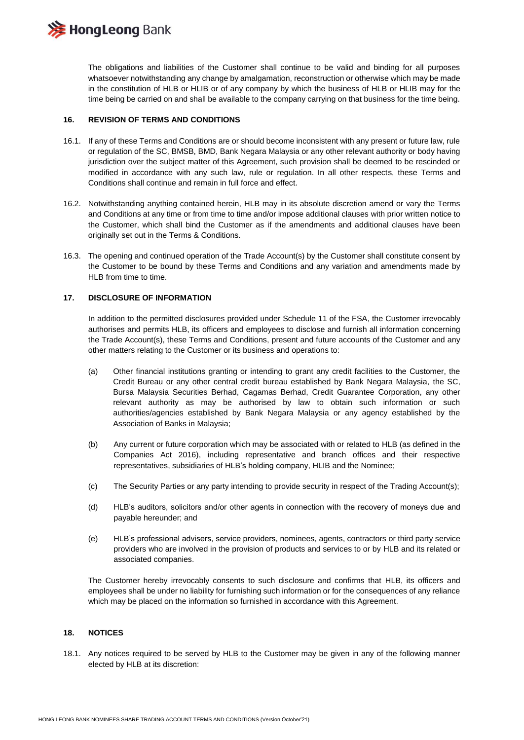The obligations and liabilities of the Customer shall continue to be valid and binding for all purposes whatsoever notwithstanding any change by amalgamation, reconstruction or otherwise which may be made in the constitution of HLB or HLIB or of any company by which the business of HLB or HLIB may for the time being be carried on and shall be available to the company carrying on that business for the time being.

## 16. REVISION OF TERMS AND CONDITIONS

16.1. If any of these Terms and Conditions are or should become inconsistent with any present or future law, rule or regulation of the SC, BMSB, BMD, Bank Negara Malaysia or any other relevant authority or body having jurisdiction over the subject matter of this Agreement, such provision shall be deemed to be rescinded or modified in accordance with any such law, rule or regulation. In all other respects, these Terms and Conditions shall continue and remain in full force and effect.

16.2. Notwithstanding anything contained herein, HLB may in its absolute discretion amend or vary the Terms and Conditions at any time or from time to time and/or impose additional clauses with prior written notice to the Customer, which shall bind the Customer as if the amendments and additional clauses have been originally set out in the Terms & Conditions.

16.3. The opening and continued operation of the Trade Account(s) by the Customer shall constitute consent by the Customer to be bound by these Terms and Conditions and any variation and amendments made by HLB from time to time.

## 17. DISCLOSURE OF INFORMATION

In addition to the permitted disclosures provided under Schedule 11 of the FSA, the Customer irrevocably authorises and permits HLB, its officers and employees to disclose and furnish all information concerning the Trade Account(s), these Terms and Conditions, present and future accounts of the Customer and any other matters relating to the Customer or its business and operations to:

(a) Other financial institutions granting or intending to grant any credit facilities to the Customer, the Credit Bureau or any other central credit bureau established by Bank Negara Malaysia, the SC, Bursa Malaysia Securities Berhad, Cagamas Berhad, Credit Guarantee Corporation, any other relevant authority as may be authorised by law to obtain such information or such authorities/agencies established by Bank Negara Malaysia or any agency established by the Association of Banks in Malaysia;

(b) Any current or future corporation which may be associated with or related to HLB (as defined in the Companies Act 2016), including representative and branch offices and their respective representatives, subsidiaries of HLB's holding company, HLIB and the Nominee;

(c) The Security Parties or any party intending to provide security in respect of the Trading Account(s);

(d) HLB's auditors, solicitors and/or other agents in connection with the recovery of moneys due and payable hereunder; and

(e) HLB's professional advisers, service providers, nominees, agents, contractors or third party service providers who are involved in the provision of products and services to or by HLB and its related or associated companies.

The Customer hereby irrevocably consents to such disclosure and confirms that HLB, its officers and employees shall be under no liability for furnishing such information or for the consequences of any reliance which may be placed on the information so furnished in accordance with this Agreement.

## 18. NOTICES

18.1. Any notices required to be served by HLB to the Customer may be given in any of the following manner elected by HLB at its discretion: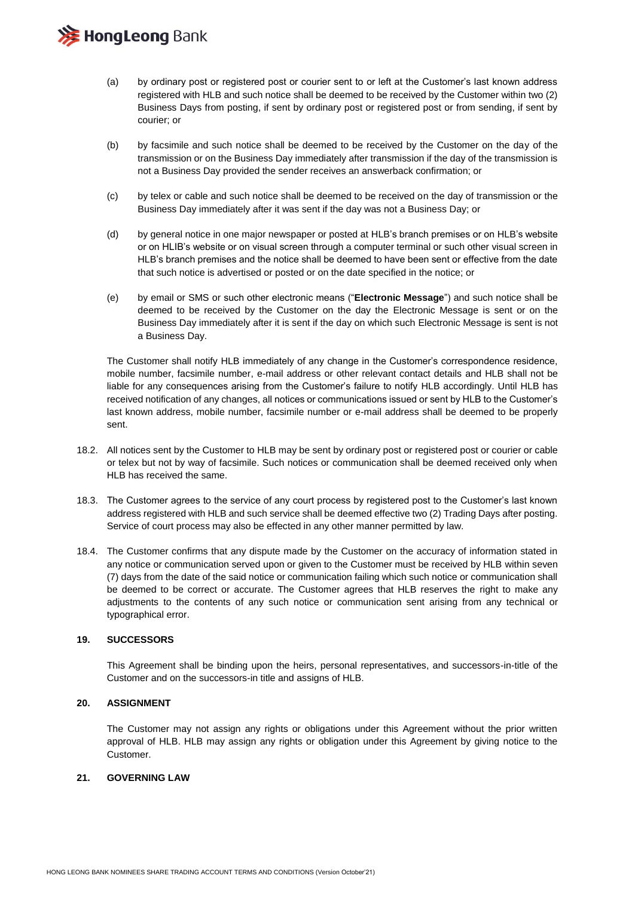(a) by ordinary post or registered post or courier sent to or left at the Customer's last known address registered with HLB and such notice shall be deemed to be received by the Customer within two (2) Business Days from posting, if sent by ordinary post or registered post or from sending, if sent by courier; or

(b) by facsimile and such notice shall be deemed to be received by the Customer on the day of the transmission or on the Business Day immediately after transmission if the day of the transmission is not a Business Day provided the sender receives an answerback confirmation; or

(c) by telex or cable and such notice shall be deemed to be received on the day of transmission or the Business Day immediately after it was sent if the day was not a Business Day; or

(d) by general notice in one major newspaper or posted at HLB's branch premises or on HLB's website or on HLIB's website or on visual screen through a computer terminal or such other visual screen in HLB's branch premises and the notice shall be deemed to have been sent or effective from the date that such notice is advertised or posted or on the date specified in the notice; or

(e) by email or SMS or such other electronic means ("**Electronic Message**") and such notice shall be deemed to be received by the Customer on the day the Electronic Message is sent or on the Business Day immediately after it is sent if the day on which such Electronic Message is sent is not a Business Day.

The Customer shall notify HLB immediately of any change in the Customer's correspondence residence, mobile number, facsimile number, e-mail address or other relevant contact details and HLB shall not be liable for any consequences arising from the Customer's failure to notify HLB accordingly. Until HLB has received notification of any changes, all notices or communications issued or sent by HLB to the Customer's last known address, mobile number, facsimile number or e-mail address shall be deemed to be properly sent.

18.2. All notices sent by the Customer to HLB may be sent by ordinary post or registered post or courier or cable or telex but not by way of facsimile. Such notices or communication shall be deemed received only when HLB has received the same.

18.3. The Customer agrees to the service of any court process by registered post to the Customer's last known address registered with HLB and such service shall be deemed effective two (2) Trading Days after posting. Service of court process may also be effected in any other manner permitted by law.

18.4. The Customer confirms that any dispute made by the Customer on the accuracy of information stated in any notice or communication served upon or given to the Customer must be received by HLB within seven (7) days from the date of the said notice or communication failing which such notice or communication shall be deemed to be correct or accurate. The Customer agrees that HLB reserves the right to make any adjustments to the contents of any such notice or communication sent arising from any technical or typographical error.

## 19. SUCCESSORS

This Agreement shall be binding upon the heirs, personal representatives, and successors-in-title of the Customer and on the successors-in title and assigns of HLB.

## 20. ASSIGNMENT

The Customer may not assign any rights or obligations under this Agreement without the prior written approval of HLB. HLB may assign any rights or obligation under this Agreement by giving notice to the Customer.

## 21. GOVERNING LAW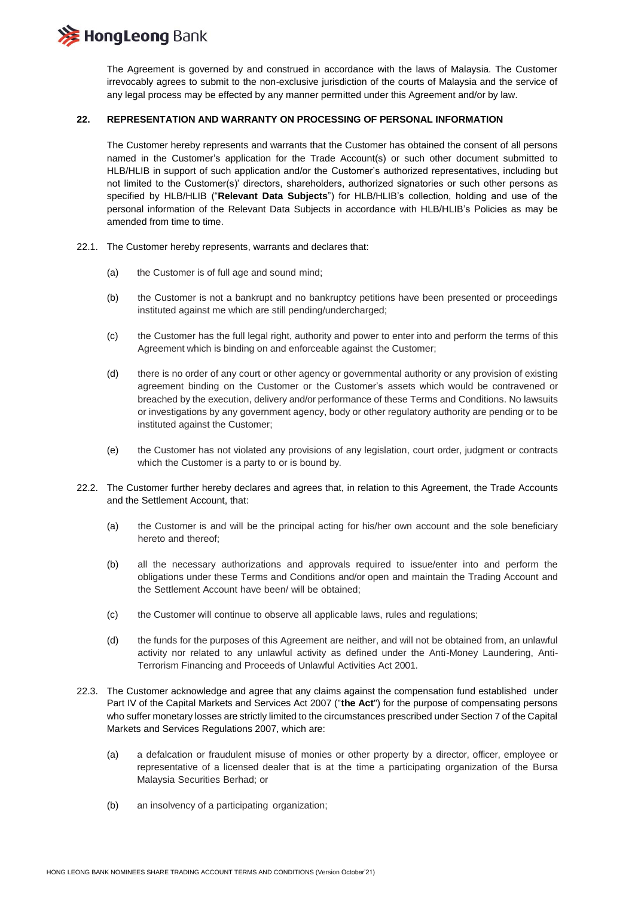The Agreement is governed by and construed in accordance with the laws of Malaysia. The Customer irrevocably agrees to submit to the non-exclusive jurisdiction of the courts of Malaysia and the service of any legal process may be effected by any manner permitted under this Agreement and/or by law.

## 22. REPRESENTATION AND WARRANTY ON PROCESSING OF PERSONAL INFORMATION

The Customer hereby represents and warrants that the Customer has obtained the consent of all persons named in the Customer's application for the Trade Account(s) or such other document submitted to HLB/HLIB in support of such application and/or the Customer's authorized representatives, including but not limited to the Customer(s)' directors, shareholders, authorized signatories or such other persons as specified by HLB/HLIB ("**Relevant Data Subjects**") for HLB/HLIB's collection, holding and use of the personal information of the Relevant Data Subjects in accordance with HLB/HLIB's Policies as may be amended from time to time.

22.1. The Customer hereby represents, warrants and declares that:

(a) the Customer is of full age and sound mind;

(b) the Customer is not a bankrupt and no bankruptcy petitions have been presented or proceedings instituted against me which are still pending/undercharged;

(c) the Customer has the full legal right, authority and power to enter into and perform the terms of this Agreement which is binding on and enforceable against the Customer;

(d) there is no order of any court or other agency or governmental authority or any provision of existing agreement binding on the Customer or the Customer's assets which would be contravened or breached by the execution, delivery and/or performance of these Terms and Conditions. No lawsuits or investigations by any government agency, body or other regulatory authority are pending or to be instituted against the Customer;

(e) the Customer has not violated any provisions of any legislation, court order, judgment or contracts which the Customer is a party to or is bound by.

22.2. The Customer further hereby declares and agrees that, in relation to this Agreement, the Trade Accounts and the Settlement Account, that:

(a) the Customer is and will be the principal acting for his/her own account and the sole beneficiary hereto and thereof;

(b) all the necessary authorizations and approvals required to issue/enter into and perform the obligations under these Terms and Conditions and/or open and maintain the Trading Account and the Settlement Account have been/ will be obtained;

(c) the Customer will continue to observe all applicable laws, rules and regulations;

(d) the funds for the purposes of this Agreement are neither, and will not be obtained from, an unlawful activity nor related to any unlawful activity as defined under the Anti-Money Laundering, Anti-Terrorism Financing and Proceeds of Unlawful Activities Act 2001.

22.3. The Customer acknowledge and agree that any claims against the compensation fund established under Part IV of the Capital Markets and Services Act 2007 ("**the Act**") for the purpose of compensating persons who suffer monetary losses are strictly limited to the circumstances prescribed under Section 7 of the Capital Markets and Services Regulations 2007, which are:

(a) a defalcation or fraudulent misuse of monies or other property by a director, officer, employee or representative of a licensed dealer that is at the time a participating organization of the Bursa Malaysia Securities Berhad; or

(b) an insolvency of a participating organization;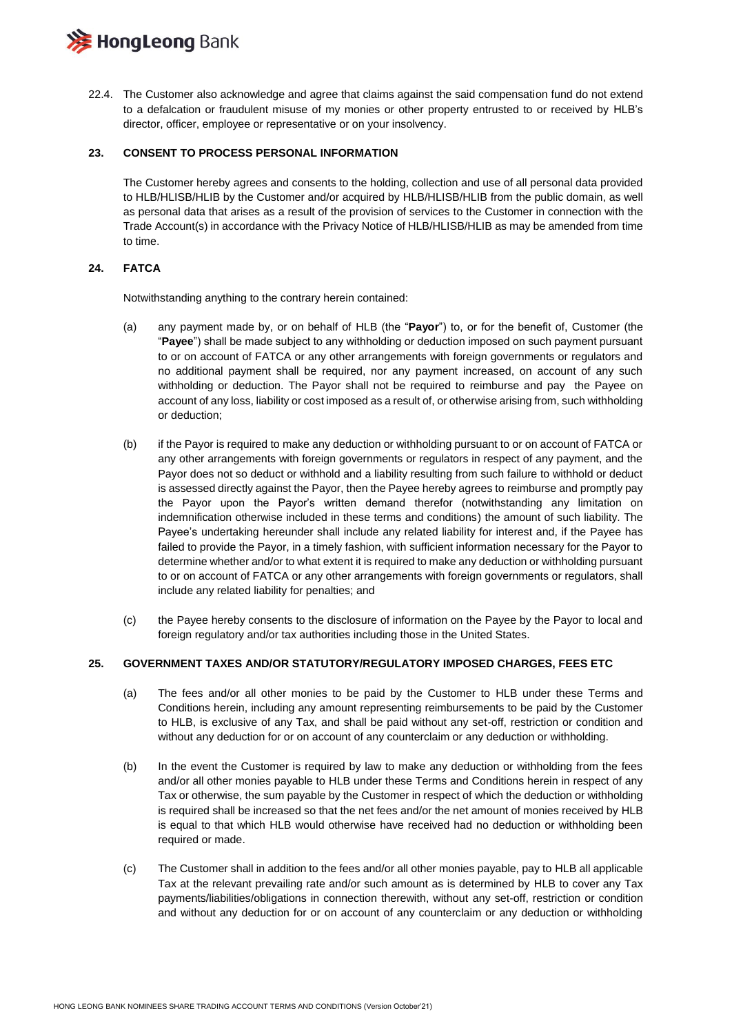22.4. The Customer also acknowledge and agree that claims against the said compensation fund do not extend to a defalcation or fraudulent misuse of my monies or other property entrusted to or received by HLB's director, officer, employee or representative or on your insolvency.

## 23. CONSENT TO PROCESS PERSONAL INFORMATION

The Customer hereby agrees and consents to the holding, collection and use of all personal data provided to HLB/HLISB/HLIB by the Customer and/or acquired by HLB/HLISB/HLIB from the public domain, as well as personal data that arises as a result of the provision of services to the Customer in connection with the Trade Account(s) in accordance with the Privacy Notice of HLB/HLISB/HLIB as may be amended from time to time.

## 24. FATCA

Notwithstanding anything to the contrary herein contained:

(a) any payment made by, or on behalf of HLB (the "**Payor**") to, or for the benefit of, Customer (the "**Payee**") shall be made subject to any withholding or deduction imposed on such payment pursuant to or on account of FATCA or any other arrangements with foreign governments or regulators and no additional payment shall be required, nor any payment increased, on account of any such withholding or deduction. The Payor shall not be required to reimburse and pay the Payee on account of any loss, liability or cost imposed as a result of, or otherwise arising from, such withholding or deduction;

(b) if the Payor is required to make any deduction or withholding pursuant to or on account of FATCA or any other arrangements with foreign governments or regulators in respect of any payment, and the Payor does not so deduct or withhold and a liability resulting from such failure to withhold or deduct is assessed directly against the Payor, then the Payee hereby agrees to reimburse and promptly pay the Payor upon the Payor's written demand therefor (notwithstanding any limitation on indemnification otherwise included in these terms and conditions) the amount of such liability. The Payee's undertaking hereunder shall include any related liability for interest and, if the Payee has failed to provide the Payor, in a timely fashion, with sufficient information necessary for the Payor to determine whether and/or to what extent it is required to make any deduction or withholding pursuant to or on account of FATCA or any other arrangements with foreign governments or regulators, shall include any related liability for penalties; and

(c) the Payee hereby consents to the disclosure of information on the Payee by the Payor to local and foreign regulatory and/or tax authorities including those in the United States.

## 25. GOVERNMENT TAXES AND/OR STATUTORY/REGULATORY IMPOSED CHARGES, FEES ETC

(a) The fees and/or all other monies to be paid by the Customer to HLB under these Terms and Conditions herein, including any amount representing reimbursements to be paid by the Customer to HLB, is exclusive of any Tax, and shall be paid without any set-off, restriction or condition and without any deduction for or on account of any counterclaim or any deduction or withholding.

(b) In the event the Customer is required by law to make any deduction or withholding from the fees and/or all other monies payable to HLB under these Terms and Conditions herein in respect of any Tax or otherwise, the sum payable by the Customer in respect of which the deduction or withholding is required shall be increased so that the net fees and/or the net amount of monies received by HLB is equal to that which HLB would otherwise have received had no deduction or withholding been required or made.

(c) The Customer shall in addition to the fees and/or all other monies payable, pay to HLB all applicable Tax at the relevant prevailing rate and/or such amount as is determined by HLB to cover any Tax payments/liabilities/obligations in connection therewith, without any set-off, restriction or condition and without any deduction for or on account of any counterclaim or any deduction or withholding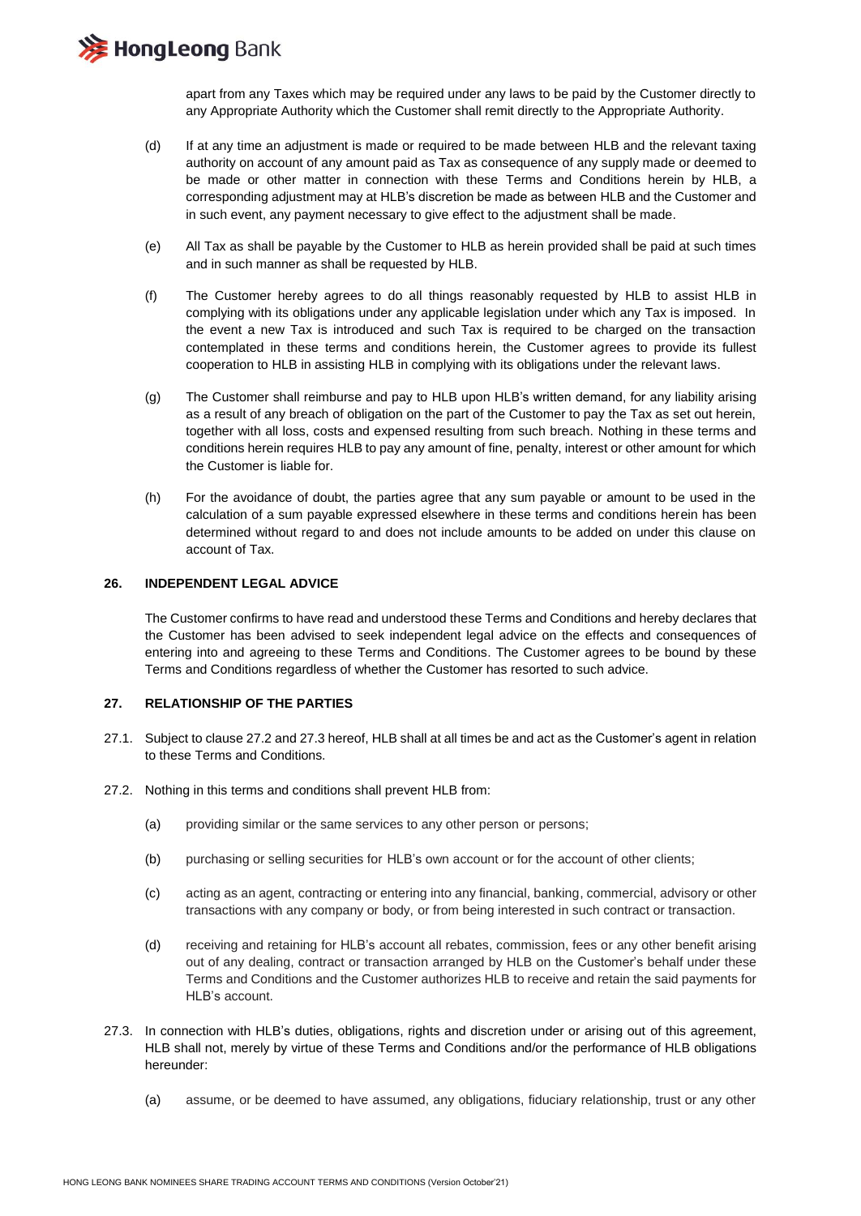apart from any Taxes which may be required under any laws to be paid by the Customer directly to any Appropriate Authority which the Customer shall remit directly to the Appropriate Authority.

(d) If at any time an adjustment is made or required to be made between HLB and the relevant taxing authority on account of any amount paid as Tax as consequence of any supply made or deemed to be made or other matter in connection with these Terms and Conditions herein by HLB, a corresponding adjustment may at HLB's discretion be made as between HLB and the Customer and in such event, any payment necessary to give effect to the adjustment shall be made.

(e) All Tax as shall be payable by the Customer to HLB as herein provided shall be paid at such times and in such manner as shall be requested by HLB.

(f) The Customer hereby agrees to do all things reasonably requested by HLB to assist HLB in complying with its obligations under any applicable legislation under which any Tax is imposed. In the event a new Tax is introduced and such Tax is required to be charged on the transaction contemplated in these terms and conditions herein, the Customer agrees to provide its fullest cooperation to HLB in assisting HLB in complying with its obligations under the relevant laws.

(g) The Customer shall reimburse and pay to HLB upon HLB's written demand, for any liability arising as a result of any breach of obligation on the part of the Customer to pay the Tax as set out herein, together with all loss, costs and expensed resulting from such breach. Nothing in these terms and conditions herein requires HLB to pay any amount of fine, penalty, interest or other amount for which the Customer is liable for.

(h) For the avoidance of doubt, the parties agree that any sum payable or amount to be used in the calculation of a sum payable expressed elsewhere in these terms and conditions herein has been determined without regard to and does not include amounts to be added on under this clause on account of Tax.

## 26. INDEPENDENT LEGAL ADVICE

The Customer confirms to have read and understood these Terms and Conditions and hereby declares that the Customer has been advised to seek independent legal advice on the effects and consequences of entering into and agreeing to these Terms and Conditions. The Customer agrees to be bound by these Terms and Conditions regardless of whether the Customer has resorted to such advice.

## 27. RELATIONSHIP OF THE PARTIES

27.1. Subject to clause 27.2 and 27.3 hereof, HLB shall at all times be and act as the Customer's agent in relation to these Terms and Conditions.

27.2. Nothing in this terms and conditions shall prevent HLB from:

(a) providing similar or the same services to any other person or persons;

(b) purchasing or selling securities for HLB's own account or for the account of other clients;

(c) acting as an agent, contracting or entering into any financial, banking, commercial, advisory or other transactions with any company or body, or from being interested in such contract or transaction.

(d) receiving and retaining for HLB's account all rebates, commission, fees or any other benefit arising out of any dealing, contract or transaction arranged by HLB on the Customer's behalf under these Terms and Conditions and the Customer authorizes HLB to receive and retain the said payments for HLB's account.

27.3. In connection with HLB's duties, obligations, rights and discretion under or arising out of this agreement, HLB shall not, merely by virtue of these Terms and Conditions and/or the performance of HLB obligations hereunder:

(a) assume, or be deemed to have assumed, any obligations, fiduciary relationship, trust or any other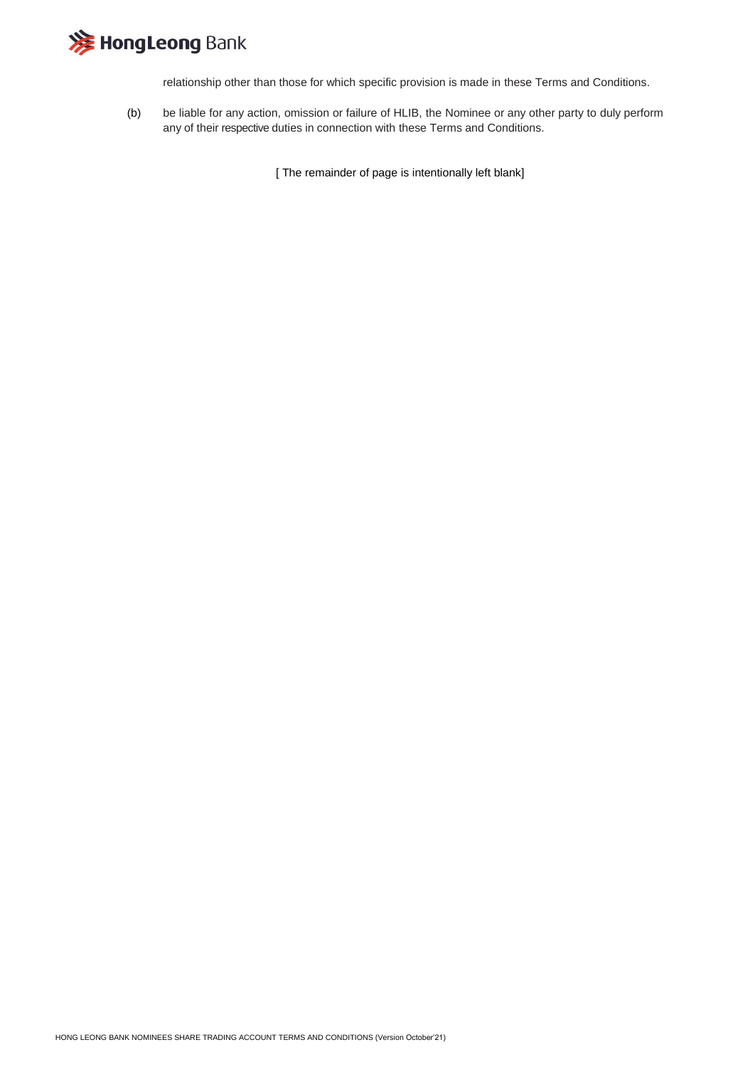relationship other than those for which specific provision is made in these Terms and Conditions.

(b) be liable for any action, omission or failure of HLIB, the Nominee or any other party to duly perform any of their respective duties in connection with these Terms and Conditions.

[ The remainder of page is intentionally left blank]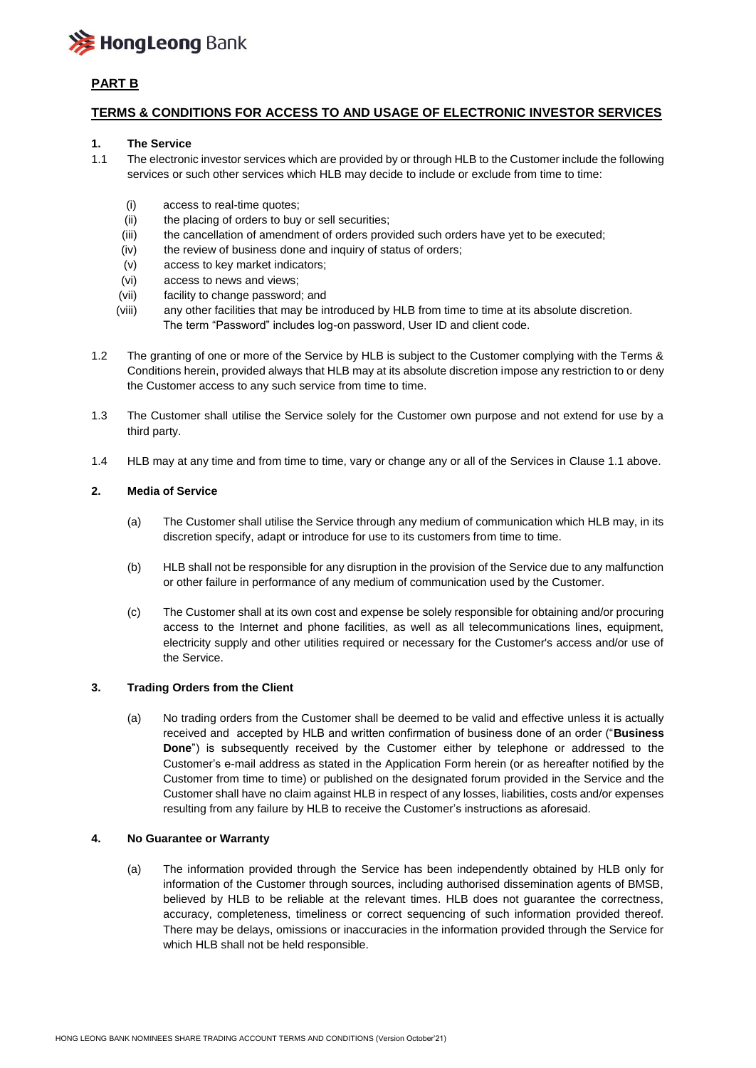## PART B

## TERMS & CONDITIONS FOR ACCESS TO AND USAGE OF ELECTRONIC INVESTOR SERVICES

**1. The Service**

1.1 The electronic investor services which are provided by or through HLB to the Customer include the following services or such other services which HLB may decide to include or exclude from time to time:

(i) access to real-time quotes;
(ii) the placing of orders to buy or sell securities;
(iii) the cancellation of amendment of orders provided such orders have yet to be executed;
(iv) the review of business done and inquiry of status of orders;
(v) access to key market indicators;
(vi) access to news and views;
(vii) facility to change password; and
(viii) any other facilities that may be introduced by HLB from time to time at its absolute discretion.
The term "Password" includes log-on password, User ID and client code.

1.2 The granting of one or more of the Service by HLB is subject to the Customer complying with the Terms & Conditions herein, provided always that HLB may at its absolute discretion impose any restriction to or deny the Customer access to any such service from time to time.

1.3 The Customer shall utilise the Service solely for the Customer own purpose and not extend for use by a third party.

1.4 HLB may at any time and from time to time, vary or change any or all of the Services in Clause 1.1 above.

**2. Media of Service**

(a) The Customer shall utilise the Service through any medium of communication which HLB may, in its discretion specify, adapt or introduce for use to its customers from time to time.

(b) HLB shall not be responsible for any disruption in the provision of the Service due to any malfunction or other failure in performance of any medium of communication used by the Customer.

(c) The Customer shall at its own cost and expense be solely responsible for obtaining and/or procuring access to the Internet and phone facilities, as well as all telecommunications lines, equipment, electricity supply and other utilities required or necessary for the Customer's access and/or use of the Service.

**3. Trading Orders from the Client**

(a) No trading orders from the Customer shall be deemed to be valid and effective unless it is actually received and accepted by HLB and written confirmation of business done of an order ("**Business Done**") is subsequently received by the Customer either by telephone or addressed to the Customer's e-mail address as stated in the Application Form herein (or as hereafter notified by the Customer from time to time) or published on the designated forum provided in the Service and the Customer shall have no claim against HLB in respect of any losses, liabilities, costs and/or expenses resulting from any failure by HLB to receive the Customer's instructions as aforesaid.

**4. No Guarantee or Warranty**

(a) The information provided through the Service has been independently obtained by HLB only for information of the Customer through sources, including authorised dissemination agents of BMSB, believed by HLB to be reliable at the relevant times. HLB does not guarantee the correctness, accuracy, completeness, timeliness or correct sequencing of such information provided thereof. There may be delays, omissions or inaccuracies in the information provided through the Service for which HLB shall not be held responsible.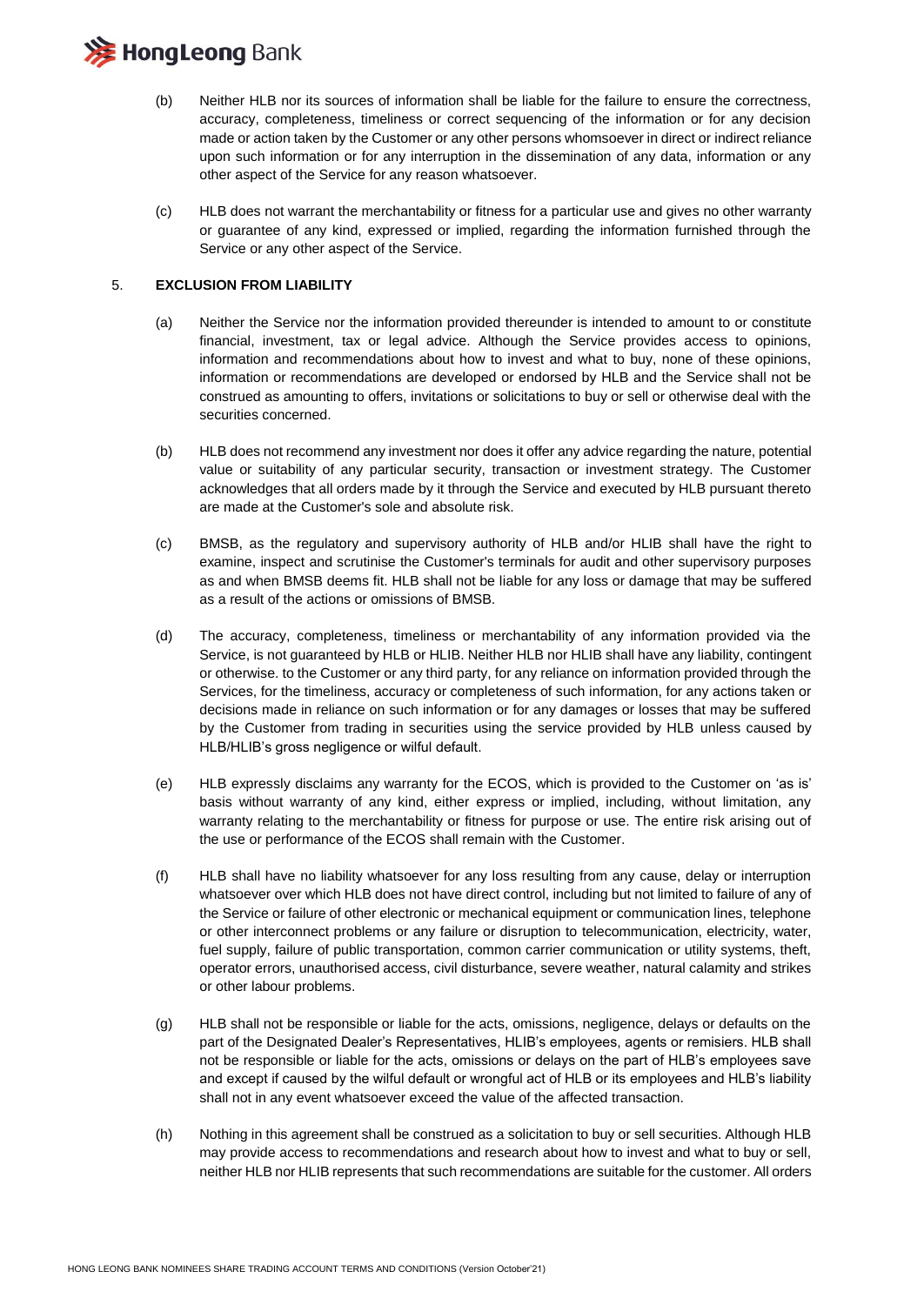(b) Neither HLB nor its sources of information shall be liable for the failure to ensure the correctness, accuracy, completeness, timeliness or correct sequencing of the information or for any decision made or action taken by the Customer or any other persons whomsoever in direct or indirect reliance upon such information or for any interruption in the dissemination of any data, information or any other aspect of the Service for any reason whatsoever.

(c) HLB does not warrant the merchantability or fitness for a particular use and gives no other warranty or guarantee of any kind, expressed or implied, regarding the information furnished through the Service or any other aspect of the Service.

5. **EXCLUSION FROM LIABILITY**

(a) Neither the Service nor the information provided thereunder is intended to amount to or constitute financial, investment, tax or legal advice. Although the Service provides access to opinions, information and recommendations about how to invest and what to buy, none of these opinions, information or recommendations are developed or endorsed by HLB and the Service shall not be construed as amounting to offers, invitations or solicitations to buy or sell or otherwise deal with the securities concerned.

(b) HLB does not recommend any investment nor does it offer any advice regarding the nature, potential value or suitability of any particular security, transaction or investment strategy. The Customer acknowledges that all orders made by it through the Service and executed by HLB pursuant thereto are made at the Customer's sole and absolute risk.

(c) BMSB, as the regulatory and supervisory authority of HLB and/or HLIB shall have the right to examine, inspect and scrutinise the Customer's terminals for audit and other supervisory purposes as and when BMSB deems fit. HLB shall not be liable for any loss or damage that may be suffered as a result of the actions or omissions of BMSB.

(d) The accuracy, completeness, timeliness or merchantability of any information provided via the Service, is not guaranteed by HLB or HLIB. Neither HLB nor HLIB shall have any liability, contingent or otherwise. to the Customer or any third party, for any reliance on information provided through the Services, for the timeliness, accuracy or completeness of such information, for any actions taken or decisions made in reliance on such information or for any damages or losses that may be suffered by the Customer from trading in securities using the service provided by HLB unless caused by HLB/HLIB's gross negligence or wilful default.

(e) HLB expressly disclaims any warranty for the ECOS, which is provided to the Customer on 'as is' basis without warranty of any kind, either express or implied, including, without limitation, any warranty relating to the merchantability or fitness for purpose or use. The entire risk arising out of the use or performance of the ECOS shall remain with the Customer.

(f) HLB shall have no liability whatsoever for any loss resulting from any cause, delay or interruption whatsoever over which HLB does not have direct control, including but not limited to failure of any of the Service or failure of other electronic or mechanical equipment or communication lines, telephone or other interconnect problems or any failure or disruption to telecommunication, electricity, water, fuel supply, failure of public transportation, common carrier communication or utility systems, theft, operator errors, unauthorised access, civil disturbance, severe weather, natural calamity and strikes or other labour problems.

(g) HLB shall not be responsible or liable for the acts, omissions, negligence, delays or defaults on the part of the Designated Dealer's Representatives, HLIB's employees, agents or remisiers. HLB shall not be responsible or liable for the acts, omissions or delays on the part of HLB's employees save and except if caused by the wilful default or wrongful act of HLB or its employees and HLB's liability shall not in any event whatsoever exceed the value of the affected transaction.

(h) Nothing in this agreement shall be construed as a solicitation to buy or sell securities. Although HLB may provide access to recommendations and research about how to invest and what to buy or sell, neither HLB nor HLIB represents that such recommendations are suitable for the customer. All orders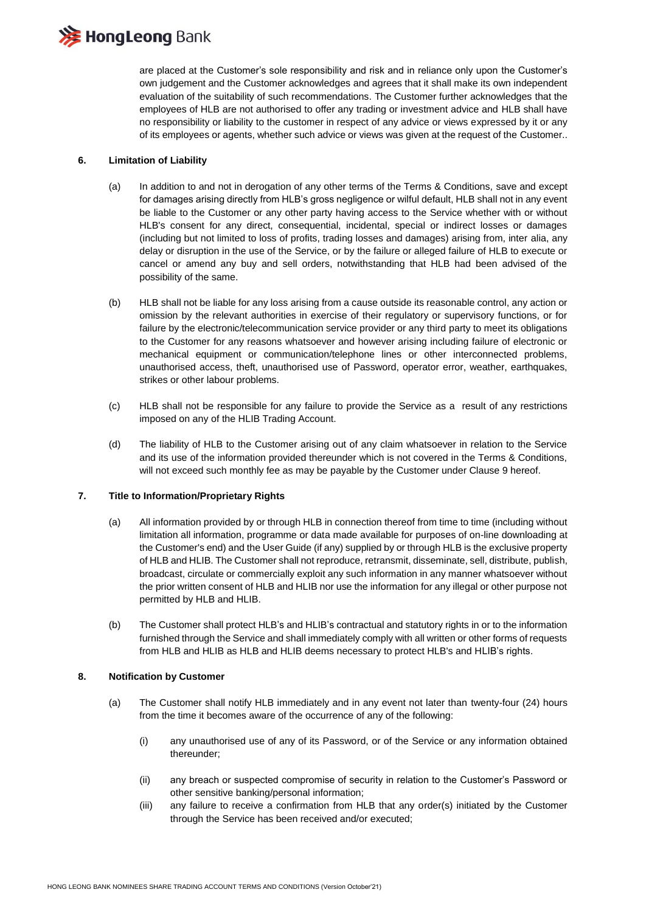are placed at the Customer's sole responsibility and risk and in reliance only upon the Customer's own judgement and the Customer acknowledges and agrees that it shall make its own independent evaluation of the suitability of such recommendations. The Customer further acknowledges that the employees of HLB are not authorised to offer any trading or investment advice and HLB shall have no responsibility or liability to the customer in respect of any advice or views expressed by it or any of its employees or agents, whether such advice or views was given at the request of the Customer..

**6. Limitation of Liability**

(a) In addition to and not in derogation of any other terms of the Terms & Conditions, save and except for damages arising directly from HLB's gross negligence or wilful default, HLB shall not in any event be liable to the Customer or any other party having access to the Service whether with or without HLB's consent for any direct, consequential, incidental, special or indirect losses or damages (including but not limited to loss of profits, trading losses and damages) arising from, inter alia, any delay or disruption in the use of the Service, or by the failure or alleged failure of HLB to execute or cancel or amend any buy and sell orders, notwithstanding that HLB had been advised of the possibility of the same.

(b) HLB shall not be liable for any loss arising from a cause outside its reasonable control, any action or omission by the relevant authorities in exercise of their regulatory or supervisory functions, or for failure by the electronic/telecommunication service provider or any third party to meet its obligations to the Customer for any reasons whatsoever and however arising including failure of electronic or mechanical equipment or communication/telephone lines or other interconnected problems, unauthorised access, theft, unauthorised use of Password, operator error, weather, earthquakes, strikes or other labour problems.

(c) HLB shall not be responsible for any failure to provide the Service as a result of any restrictions imposed on any of the HLIB Trading Account.

(d) The liability of HLB to the Customer arising out of any claim whatsoever in relation to the Service and its use of the information provided thereunder which is not covered in the Terms & Conditions, will not exceed such monthly fee as may be payable by the Customer under Clause 9 hereof.

**7. Title to Information/Proprietary Rights**

(a) All information provided by or through HLB in connection thereof from time to time (including without limitation all information, programme or data made available for purposes of on-line downloading at the Customer's end) and the User Guide (if any) supplied by or through HLB is the exclusive property of HLB and HLIB. The Customer shall not reproduce, retransmit, disseminate, sell, distribute, publish, broadcast, circulate or commercially exploit any such information in any manner whatsoever without the prior written consent of HLB and HLIB nor use the information for any illegal or other purpose not permitted by HLB and HLIB.

(b) The Customer shall protect HLB's and HLIB's contractual and statutory rights in or to the information furnished through the Service and shall immediately comply with all written or other forms of requests from HLB and HLIB as HLB and HLIB deems necessary to protect HLB's and HLIB's rights.

**8. Notification by Customer**

(a) The Customer shall notify HLB immediately and in any event not later than twenty-four (24) hours from the time it becomes aware of the occurrence of any of the following:

(i) any unauthorised use of any of its Password, or of the Service or any information obtained thereunder;

(ii) any breach or suspected compromise of security in relation to the Customer's Password or other sensitive banking/personal information;

(iii) any failure to receive a confirmation from HLB that any order(s) initiated by the Customer through the Service has been received and/or executed;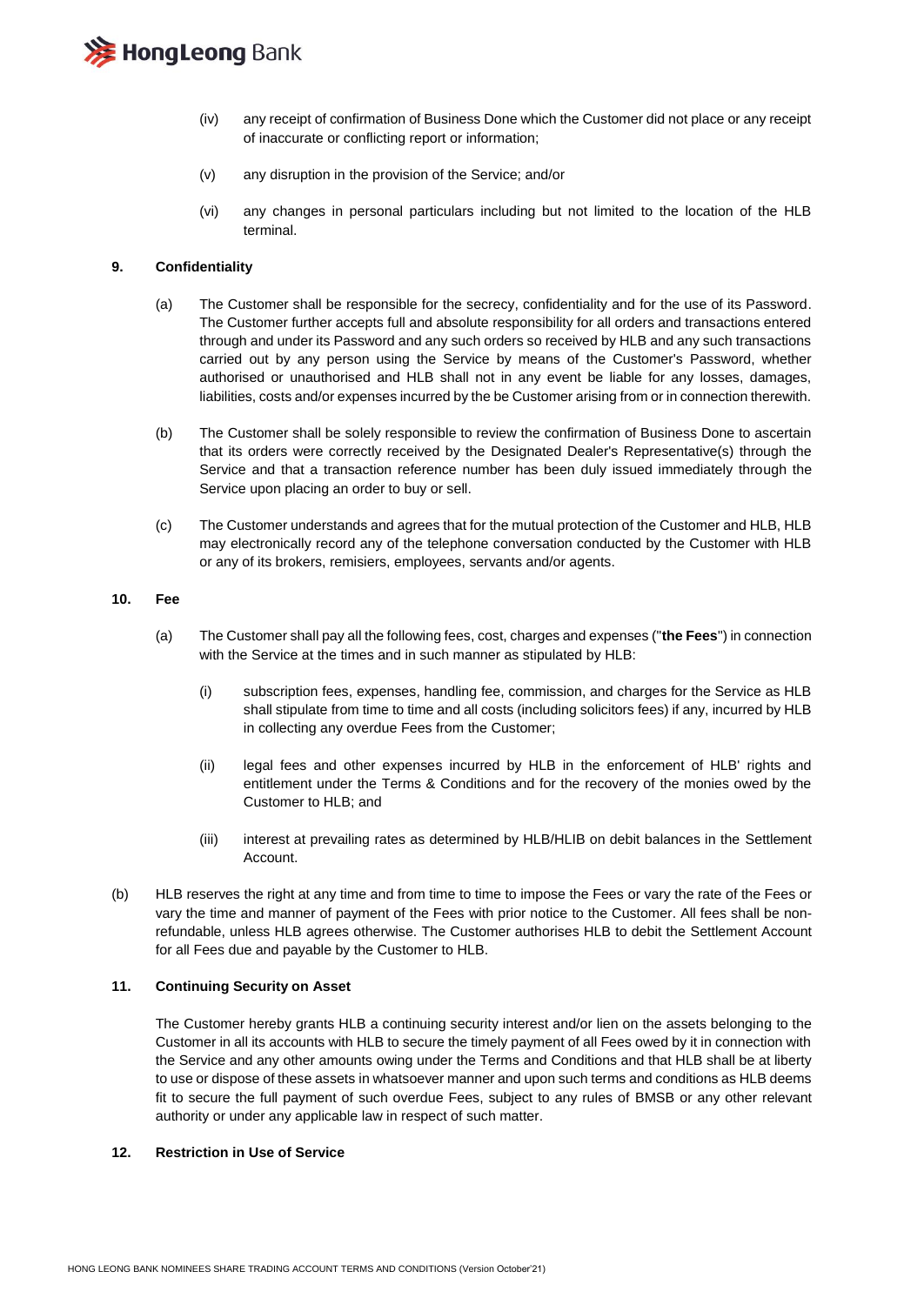(iv) any receipt of confirmation of Business Done which the Customer did not place or any receipt of inaccurate or conflicting report or information;

(v) any disruption in the provision of the Service; and/or

(vi) any changes in personal particulars including but not limited to the location of the HLB terminal.

**9. Confidentiality**

(a) The Customer shall be responsible for the secrecy, confidentiality and for the use of its Password. The Customer further accepts full and absolute responsibility for all orders and transactions entered through and under its Password and any such orders so received by HLB and any such transactions carried out by any person using the Service by means of the Customer's Password, whether authorised or unauthorised and HLB shall not in any event be liable for any losses, damages, liabilities, costs and/or expenses incurred by the be Customer arising from or in connection therewith.

(b) The Customer shall be solely responsible to review the confirmation of Business Done to ascertain that its orders were correctly received by the Designated Dealer's Representative(s) through the Service and that a transaction reference number has been duly issued immediately through the Service upon placing an order to buy or sell.

(c) The Customer understands and agrees that for the mutual protection of the Customer and HLB, HLB may electronically record any of the telephone conversation conducted by the Customer with HLB or any of its brokers, remisiers, employees, servants and/or agents.

**10. Fee**

(a) The Customer shall pay all the following fees, cost, charges and expenses ("**the Fees**") in connection with the Service at the times and in such manner as stipulated by HLB:

(i) subscription fees, expenses, handling fee, commission, and charges for the Service as HLB shall stipulate from time to time and all costs (including solicitors fees) if any, incurred by HLB in collecting any overdue Fees from the Customer;

(ii) legal fees and other expenses incurred by HLB in the enforcement of HLB' rights and entitlement under the Terms & Conditions and for the recovery of the monies owed by the Customer to HLB; and

(iii) interest at prevailing rates as determined by HLB/HLIB on debit balances in the Settlement Account.

(b) HLB reserves the right at any time and from time to time to impose the Fees or vary the rate of the Fees or vary the time and manner of payment of the Fees with prior notice to the Customer. All fees shall be non-refundable, unless HLB agrees otherwise. The Customer authorises HLB to debit the Settlement Account for all Fees due and payable by the Customer to HLB.

**11. Continuing Security on Asset**

The Customer hereby grants HLB a continuing security interest and/or lien on the assets belonging to the Customer in all its accounts with HLB to secure the timely payment of all Fees owed by it in connection with the Service and any other amounts owing under the Terms and Conditions and that HLB shall be at liberty to use or dispose of these assets in whatsoever manner and upon such terms and conditions as HLB deems fit to secure the full payment of such overdue Fees, subject to any rules of BMSB or any other relevant authority or under any applicable law in respect of such matter.

**12. Restriction in Use of Service**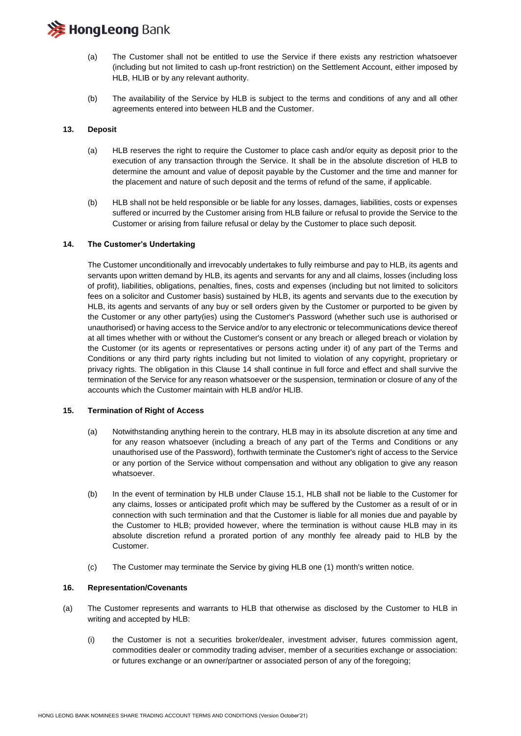(a) The Customer shall not be entitled to use the Service if there exists any restriction whatsoever (including but not limited to cash up-front restriction) on the Settlement Account, either imposed by HLB, HLIB or by any relevant authority.

(b) The availability of the Service by HLB is subject to the terms and conditions of any and all other agreements entered into between HLB and the Customer.

**13. Deposit**

(a) HLB reserves the right to require the Customer to place cash and/or equity as deposit prior to the execution of any transaction through the Service. It shall be in the absolute discretion of HLB to determine the amount and value of deposit payable by the Customer and the time and manner for the placement and nature of such deposit and the terms of refund of the same, if applicable.

(b) HLB shall not be held responsible or be liable for any losses, damages, liabilities, costs or expenses suffered or incurred by the Customer arising from HLB failure or refusal to provide the Service to the Customer or arising from failure refusal or delay by the Customer to place such deposit.

**14. The Customer's Undertaking**

The Customer unconditionally and irrevocably undertakes to fully reimburse and pay to HLB, its agents and servants upon written demand by HLB, its agents and servants for any and all claims, losses (including loss of profit), liabilities, obligations, penalties, fines, costs and expenses (including but not limited to solicitors fees on a solicitor and Customer basis) sustained by HLB, its agents and servants due to the execution by HLB, its agents and servants of any buy or sell orders given by the Customer or purported to be given by the Customer or any other party(ies) using the Customer's Password (whether such use is authorised or unauthorised) or having access to the Service and/or to any electronic or telecommunications device thereof at all times whether with or without the Customer's consent or any breach or alleged breach or violation by the Customer (or its agents or representatives or persons acting under it) of any part of the Terms and Conditions or any third party rights including but not limited to violation of any copyright, proprietary or privacy rights. The obligation in this Clause 14 shall continue in full force and effect and shall survive the termination of the Service for any reason whatsoever or the suspension, termination or closure of any of the accounts which the Customer maintain with HLB and/or HLIB.

**15. Termination of Right of Access**

(a) Notwithstanding anything herein to the contrary, HLB may in its absolute discretion at any time and for any reason whatsoever (including a breach of any part of the Terms and Conditions or any unauthorised use of the Password), forthwith terminate the Customer's right of access to the Service or any portion of the Service without compensation and without any obligation to give any reason whatsoever.

(b) In the event of termination by HLB under Clause 15.1, HLB shall not be liable to the Customer for any claims, losses or anticipated profit which may be suffered by the Customer as a result of or in connection with such termination and that the Customer is liable for all monies due and payable by the Customer to HLB; provided however, where the termination is without cause HLB may in its absolute discretion refund a prorated portion of any monthly fee already paid to HLB by the Customer.

(c) The Customer may terminate the Service by giving HLB one (1) month's written notice.

**16. Representation/Covenants**

(a) The Customer represents and warrants to HLB that otherwise as disclosed by the Customer to HLB in writing and accepted by HLB:

(i) the Customer is not a securities broker/dealer, investment adviser, futures commission agent, commodities dealer or commodity trading adviser, member of a securities exchange or association: or futures exchange or an owner/partner or associated person of any of the foregoing;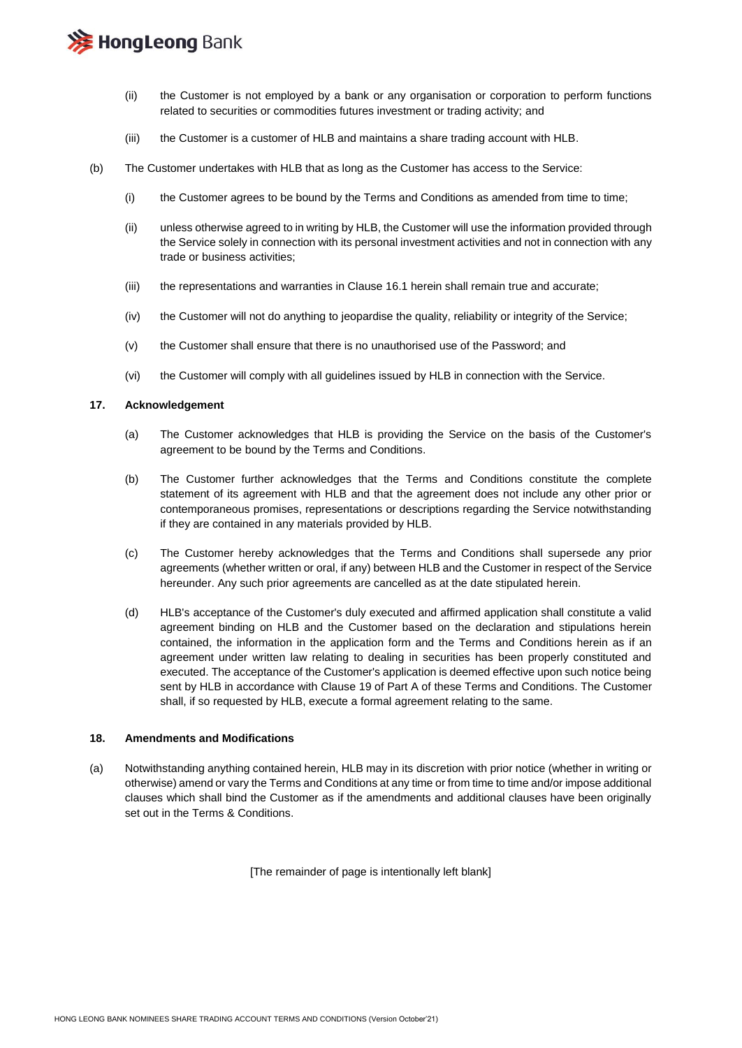(ii) the Customer is not employed by a bank or any organisation or corporation to perform functions related to securities or commodities futures investment or trading activity; and

(iii) the Customer is a customer of HLB and maintains a share trading account with HLB.

(b) The Customer undertakes with HLB that as long as the Customer has access to the Service:

(i) the Customer agrees to be bound by the Terms and Conditions as amended from time to time;

(ii) unless otherwise agreed to in writing by HLB, the Customer will use the information provided through the Service solely in connection with its personal investment activities and not in connection with any trade or business activities;

(iii) the representations and warranties in Clause 16.1 herein shall remain true and accurate;

(iv) the Customer will not do anything to jeopardise the quality, reliability or integrity of the Service;

(v) the Customer shall ensure that there is no unauthorised use of the Password; and

(vi) the Customer will comply with all guidelines issued by HLB in connection with the Service.

### 17. Acknowledgement

(a) The Customer acknowledges that HLB is providing the Service on the basis of the Customer's agreement to be bound by the Terms and Conditions.

(b) The Customer further acknowledges that the Terms and Conditions constitute the complete statement of its agreement with HLB and that the agreement does not include any other prior or contemporaneous promises, representations or descriptions regarding the Service notwithstanding if they are contained in any materials provided by HLB.

(c) The Customer hereby acknowledges that the Terms and Conditions shall supersede any prior agreements (whether written or oral, if any) between HLB and the Customer in respect of the Service hereunder. Any such prior agreements are cancelled as at the date stipulated herein.

(d) HLB's acceptance of the Customer's duly executed and affirmed application shall constitute a valid agreement binding on HLB and the Customer based on the declaration and stipulations herein contained, the information in the application form and the Terms and Conditions herein as if an agreement under written law relating to dealing in securities has been properly constituted and executed. The acceptance of the Customer's application is deemed effective upon such notice being sent by HLB in accordance with Clause 19 of Part A of these Terms and Conditions. The Customer shall, if so requested by HLB, execute a formal agreement relating to the same.

### 18. Amendments and Modifications

(a) Notwithstanding anything contained herein, HLB may in its discretion with prior notice (whether in writing or otherwise) amend or vary the Terms and Conditions at any time or from time to time and/or impose additional clauses which shall bind the Customer as if the amendments and additional clauses have been originally set out in the Terms & Conditions.

[The remainder of page is intentionally left blank]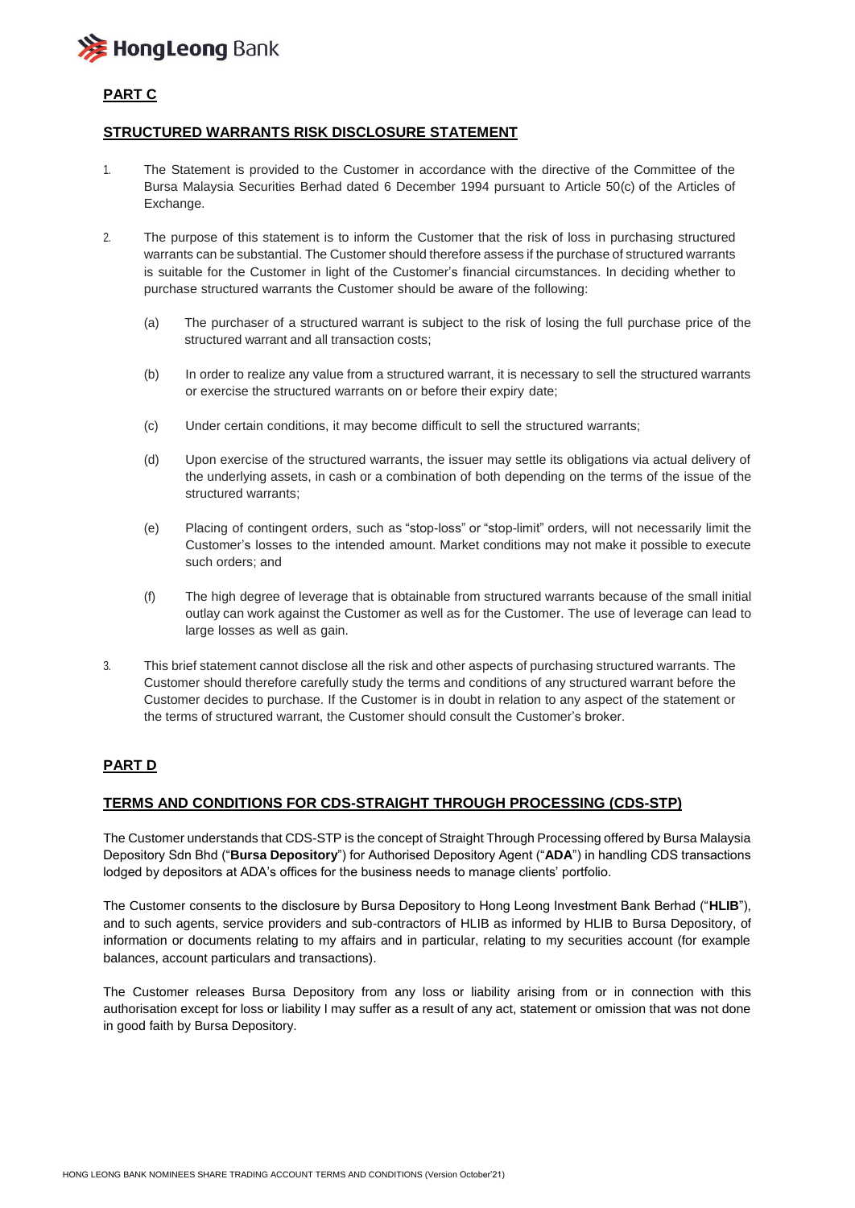## PART C

### STRUCTURED WARRANTS RISK DISCLOSURE STATEMENT

1. The Statement is provided to the Customer in accordance with the directive of the Committee of the Bursa Malaysia Securities Berhad dated 6 December 1994 pursuant to Article 50(c) of the Articles of Exchange.

2. The purpose of this statement is to inform the Customer that the risk of loss in purchasing structured warrants can be substantial. The Customer should therefore assess if the purchase of structured warrants is suitable for the Customer in light of the Customer's financial circumstances. In deciding whether to purchase structured warrants the Customer should be aware of the following:

   (a) The purchaser of a structured warrant is subject to the risk of losing the full purchase price of the structured warrant and all transaction costs;

   (b) In order to realize any value from a structured warrant, it is necessary to sell the structured warrants or exercise the structured warrants on or before their expiry date;

   (c) Under certain conditions, it may become difficult to sell the structured warrants;

   (d) Upon exercise of the structured warrants, the issuer may settle its obligations via actual delivery of the underlying assets, in cash or a combination of both depending on the terms of the issue of the structured warrants;

   (e) Placing of contingent orders, such as "stop-loss" or "stop-limit" orders, will not necessarily limit the Customer's losses to the intended amount. Market conditions may not make it possible to execute such orders; and

   (f) The high degree of leverage that is obtainable from structured warrants because of the small initial outlay can work against the Customer as well as for the Customer. The use of leverage can lead to large losses as well as gain.

3. This brief statement cannot disclose all the risk and other aspects of purchasing structured warrants. The Customer should therefore carefully study the terms and conditions of any structured warrant before the Customer decides to purchase. If the Customer is in doubt in relation to any aspect of the statement or the terms of structured warrant, the Customer should consult the Customer's broker.

## PART D

### TERMS AND CONDITIONS FOR CDS-STRAIGHT THROUGH PROCESSING (CDS-STP)

The Customer understands that CDS-STP is the concept of Straight Through Processing offered by Bursa Malaysia Depository Sdn Bhd ("**Bursa Depository**") for Authorised Depository Agent ("**ADA**") in handling CDS transactions lodged by depositors at ADA's offices for the business needs to manage clients' portfolio.

The Customer consents to the disclosure by Bursa Depository to Hong Leong Investment Bank Berhad ("**HLIB**"), and to such agents, service providers and sub-contractors of HLIB as informed by HLIB to Bursa Depository, of information or documents relating to my affairs and in particular, relating to my securities account (for example balances, account particulars and transactions).

The Customer releases Bursa Depository from any loss or liability arising from or in connection with this authorisation except for loss or liability I may suffer as a result of any act, statement or omission that was not done in good faith by Bursa Depository.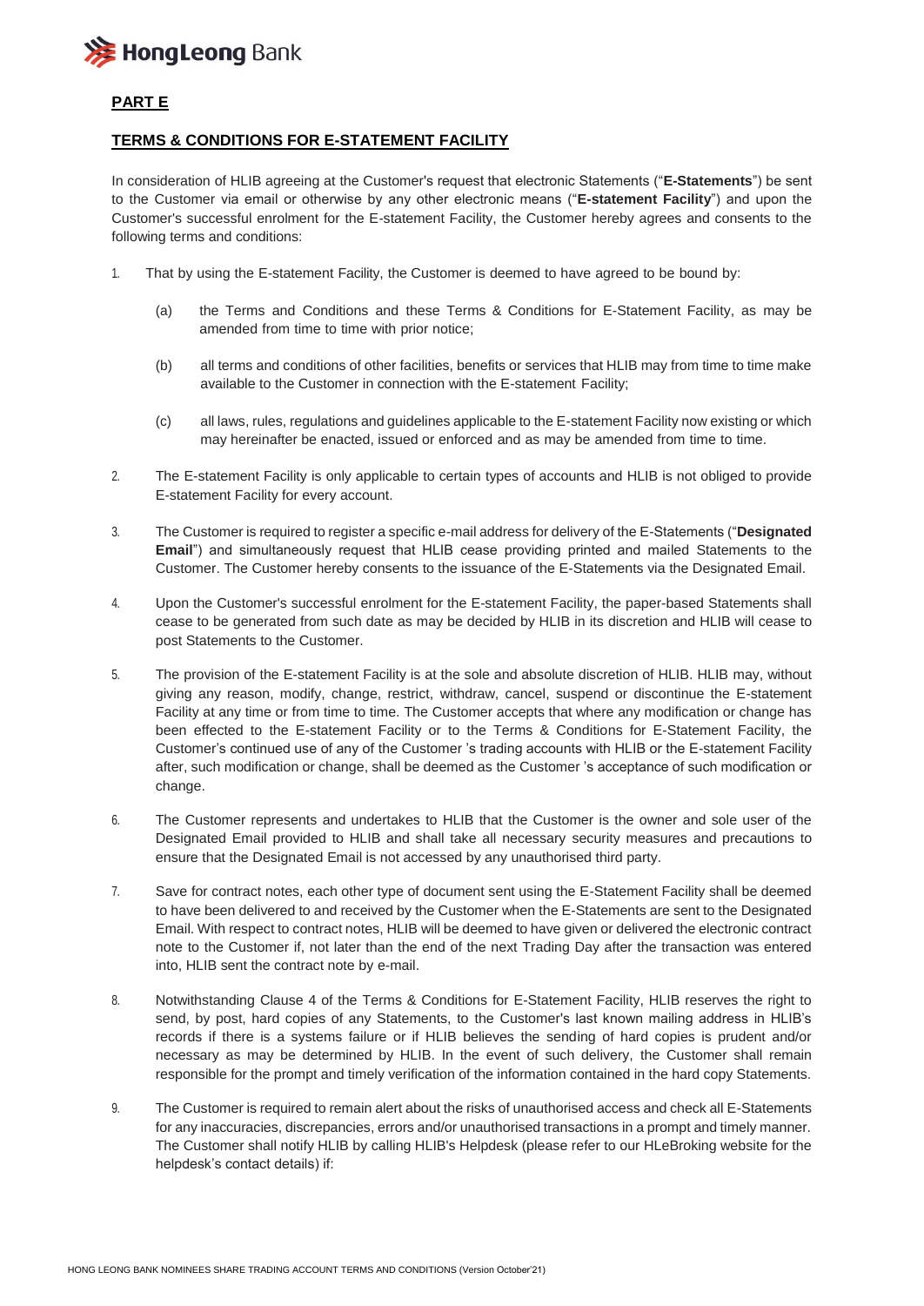## PART E

## TERMS & CONDITIONS FOR E-STATEMENT FACILITY

In consideration of HLIB agreeing at the Customer's request that electronic Statements ("**E-Statements**") be sent to the Customer via email or otherwise by any other electronic means ("**E-statement Facility**") and upon the Customer's successful enrolment for the E-statement Facility, the Customer hereby agrees and consents to the following terms and conditions:

1. That by using the E-statement Facility, the Customer is deemed to have agreed to be bound by:

   (a) the Terms and Conditions and these Terms & Conditions for E-Statement Facility, as may be amended from time to time with prior notice;

   (b) all terms and conditions of other facilities, benefits or services that HLIB may from time to time make available to the Customer in connection with the E-statement Facility;

   (c) all laws, rules, regulations and guidelines applicable to the E-statement Facility now existing or which may hereinafter be enacted, issued or enforced and as may be amended from time to time.

2. The E-statement Facility is only applicable to certain types of accounts and HLIB is not obliged to provide E-statement Facility for every account.

3. The Customer is required to register a specific e-mail address for delivery of the E-Statements ("**Designated Email**") and simultaneously request that HLIB cease providing printed and mailed Statements to the Customer. The Customer hereby consents to the issuance of the E-Statements via the Designated Email.

4. Upon the Customer's successful enrolment for the E-statement Facility, the paper-based Statements shall cease to be generated from such date as may be decided by HLIB in its discretion and HLIB will cease to post Statements to the Customer.

5. The provision of the E-statement Facility is at the sole and absolute discretion of HLIB. HLIB may, without giving any reason, modify, change, restrict, withdraw, cancel, suspend or discontinue the E-statement Facility at any time or from time to time. The Customer accepts that where any modification or change has been effected to the E-statement Facility or to the Terms & Conditions for E-Statement Facility, the Customer's continued use of any of the Customer 's trading accounts with HLIB or the E-statement Facility after, such modification or change, shall be deemed as the Customer 's acceptance of such modification or change.

6. The Customer represents and undertakes to HLIB that the Customer is the owner and sole user of the Designated Email provided to HLIB and shall take all necessary security measures and precautions to ensure that the Designated Email is not accessed by any unauthorised third party.

7. Save for contract notes, each other type of document sent using the E-Statement Facility shall be deemed to have been delivered to and received by the Customer when the E-Statements are sent to the Designated Email. With respect to contract notes, HLIB will be deemed to have given or delivered the electronic contract note to the Customer if, not later than the end of the next Trading Day after the transaction was entered into, HLIB sent the contract note by e-mail.

8. Notwithstanding Clause 4 of the Terms & Conditions for E-Statement Facility, HLIB reserves the right to send, by post, hard copies of any Statements, to the Customer's last known mailing address in HLIB's records if there is a systems failure or if HLIB believes the sending of hard copies is prudent and/or necessary as may be determined by HLIB. In the event of such delivery, the Customer shall remain responsible for the prompt and timely verification of the information contained in the hard copy Statements.

9. The Customer is required to remain alert about the risks of unauthorised access and check all E-Statements for any inaccuracies, discrepancies, errors and/or unauthorised transactions in a prompt and timely manner. The Customer shall notify HLIB by calling HLIB's Helpdesk (please refer to our HLeBroking website for the helpdesk's contact details) if: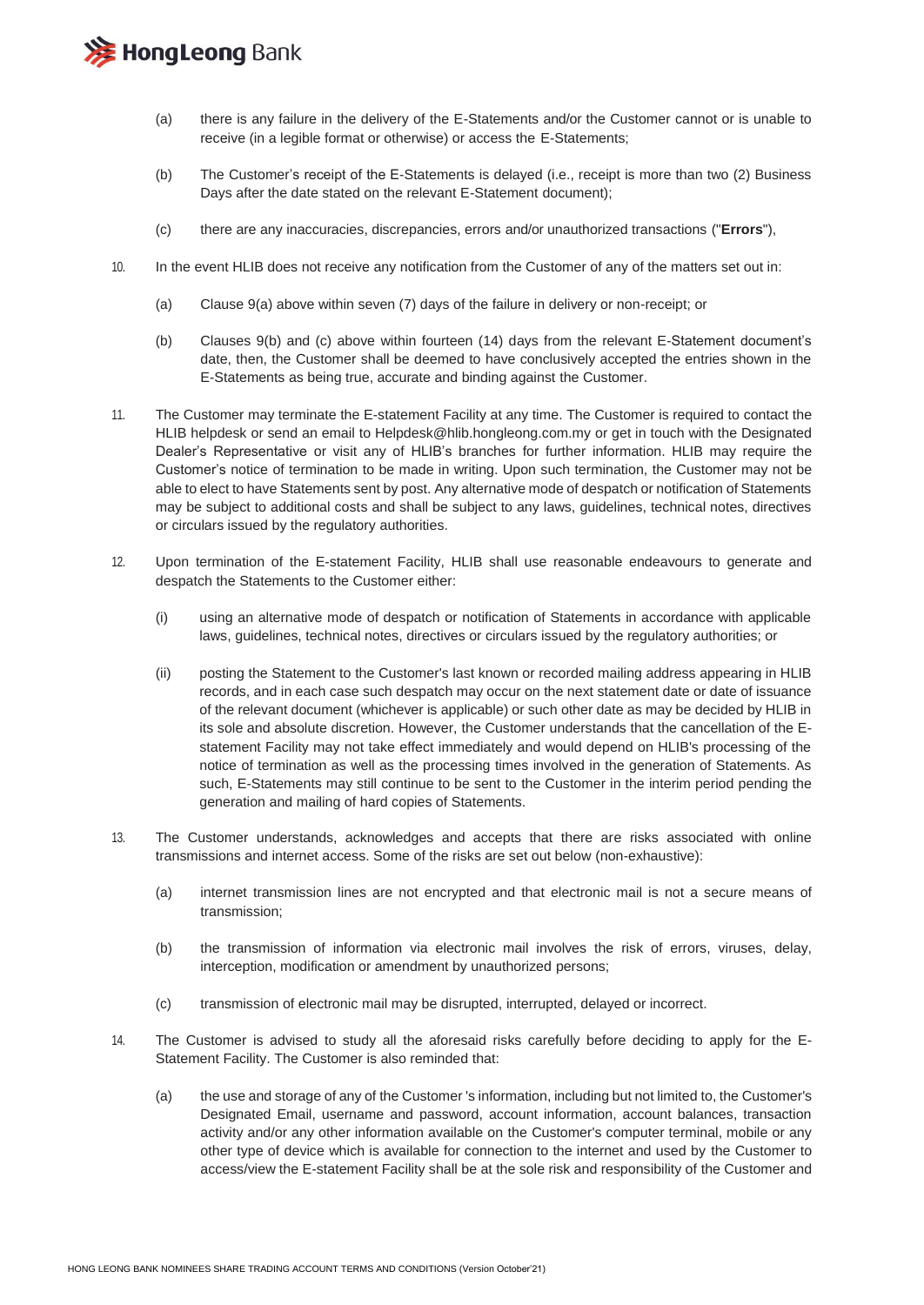(a) there is any failure in the delivery of the E-Statements and/or the Customer cannot or is unable to receive (in a legible format or otherwise) or access the E-Statements;

(b) The Customer's receipt of the E-Statements is delayed (i.e., receipt is more than two (2) Business Days after the date stated on the relevant E-Statement document);

(c) there are any inaccuracies, discrepancies, errors and/or unauthorized transactions ("**Errors**"),

10. In the event HLIB does not receive any notification from the Customer of any of the matters set out in:

    (a) Clause 9(a) above within seven (7) days of the failure in delivery or non-receipt; or

    (b) Clauses 9(b) and (c) above within fourteen (14) days from the relevant E-Statement document's date, then, the Customer shall be deemed to have conclusively accepted the entries shown in the E-Statements as being true, accurate and binding against the Customer.

11. The Customer may terminate the E-statement Facility at any time. The Customer is required to contact the HLIB helpdesk or send an email to Helpdesk@hlib.hongleong.com.my or get in touch with the Designated Dealer's Representative or visit any of HLIB's branches for further information. HLIB may require the Customer's notice of termination to be made in writing. Upon such termination, the Customer may not be able to elect to have Statements sent by post. Any alternative mode of despatch or notification of Statements may be subject to additional costs and shall be subject to any laws, guidelines, technical notes, directives or circulars issued by the regulatory authorities.

12. Upon termination of the E-statement Facility, HLIB shall use reasonable endeavours to generate and despatch the Statements to the Customer either:

    (i) using an alternative mode of despatch or notification of Statements in accordance with applicable laws, guidelines, technical notes, directives or circulars issued by the regulatory authorities; or

    (ii) posting the Statement to the Customer's last known or recorded mailing address appearing in HLIB records, and in each case such despatch may occur on the next statement date or date of issuance of the relevant document (whichever is applicable) or such other date as may be decided by HLIB in its sole and absolute discretion. However, the Customer understands that the cancellation of the E-statement Facility may not take effect immediately and would depend on HLIB's processing of the notice of termination as well as the processing times involved in the generation of Statements. As such, E-Statements may still continue to be sent to the Customer in the interim period pending the generation and mailing of hard copies of Statements.

13. The Customer understands, acknowledges and accepts that there are risks associated with online transmissions and internet access. Some of the risks are set out below (non-exhaustive):

    (a) internet transmission lines are not encrypted and that electronic mail is not a secure means of transmission;

    (b) the transmission of information via electronic mail involves the risk of errors, viruses, delay, interception, modification or amendment by unauthorized persons;

    (c) transmission of electronic mail may be disrupted, interrupted, delayed or incorrect.

14. The Customer is advised to study all the aforesaid risks carefully before deciding to apply for the E-Statement Facility. The Customer is also reminded that:

    (a) the use and storage of any of the Customer 's information, including but not limited to, the Customer's Designated Email, username and password, account information, account balances, transaction activity and/or any other information available on the Customer's computer terminal, mobile or any other type of device which is available for connection to the internet and used by the Customer to access/view the E-statement Facility shall be at the sole risk and responsibility of the Customer and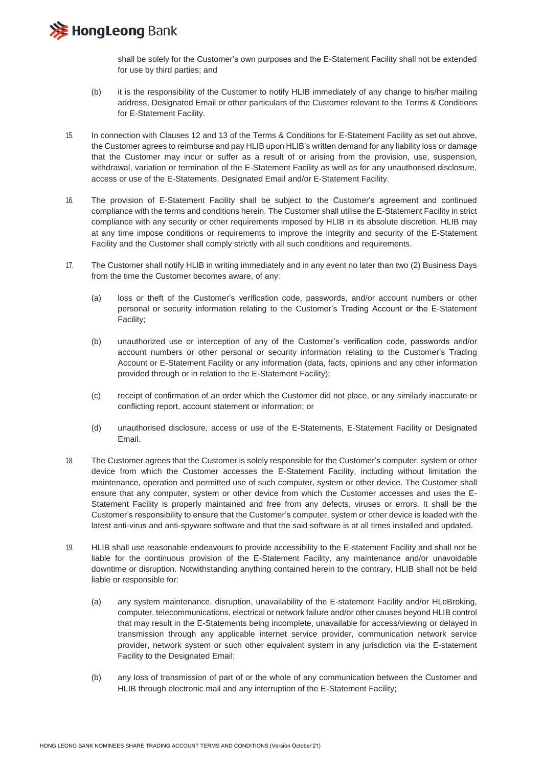shall be solely for the Customer's own purposes and the E-Statement Facility shall not be extended for use by third parties; and

(b) it is the responsibility of the Customer to notify HLIB immediately of any change to his/her mailing address, Designated Email or other particulars of the Customer relevant to the Terms & Conditions for E-Statement Facility.

15. In connection with Clauses 12 and 13 of the Terms & Conditions for E-Statement Facility as set out above, the Customer agrees to reimburse and pay HLIB upon HLIB's written demand for any liability loss or damage that the Customer may incur or suffer as a result of or arising from the provision, use, suspension, withdrawal, variation or termination of the E-Statement Facility as well as for any unauthorised disclosure, access or use of the E-Statements, Designated Email and/or E-Statement Facility.

16. The provision of E-Statement Facility shall be subject to the Customer's agreement and continued compliance with the terms and conditions herein. The Customer shall utilise the E-Statement Facility in strict compliance with any security or other requirements imposed by HLIB in its absolute discretion. HLIB may at any time impose conditions or requirements to improve the integrity and security of the E-Statement Facility and the Customer shall comply strictly with all such conditions and requirements.

17. The Customer shall notify HLIB in writing immediately and in any event no later than two (2) Business Days from the time the Customer becomes aware, of any:

    (a) loss or theft of the Customer's verification code, passwords, and/or account numbers or other personal or security information relating to the Customer's Trading Account or the E-Statement Facility;

    (b) unauthorized use or interception of any of the Customer's verification code, passwords and/or account numbers or other personal or security information relating to the Customer's Trading Account or E-Statement Facility or any information (data, facts, opinions and any other information provided through or in relation to the E-Statement Facility);

    (c) receipt of confirmation of an order which the Customer did not place, or any similarly inaccurate or conflicting report, account statement or information; or

    (d) unauthorised disclosure, access or use of the E-Statements, E-Statement Facility or Designated Email.

18. The Customer agrees that the Customer is solely responsible for the Customer's computer, system or other device from which the Customer accesses the E-Statement Facility, including without limitation the maintenance, operation and permitted use of such computer, system or other device. The Customer shall ensure that any computer, system or other device from which the Customer accesses and uses the E-Statement Facility is properly maintained and free from any defects, viruses or errors. It shall be the Customer's responsibility to ensure that the Customer's computer, system or other device is loaded with the latest anti-virus and anti-spyware software and that the said software is at all times installed and updated.

19. HLIB shall use reasonable endeavours to provide accessibility to the E-statement Facility and shall not be liable for the continuous provision of the E-Statement Facility, any maintenance and/or unavoidable downtime or disruption. Notwithstanding anything contained herein to the contrary, HLIB shall not be held liable or responsible for:

    (a) any system maintenance, disruption, unavailability of the E-statement Facility and/or HLeBroking, computer, telecommunications, electrical or network failure and/or other causes beyond HLIB control that may result in the E-Statements being incomplete, unavailable for access/viewing or delayed in transmission through any applicable internet service provider, communication network service provider, network system or such other equivalent system in any jurisdiction via the E-statement Facility to the Designated Email;

    (b) any loss of transmission of part of or the whole of any communication between the Customer and HLIB through electronic mail and any interruption of the E-Statement Facility;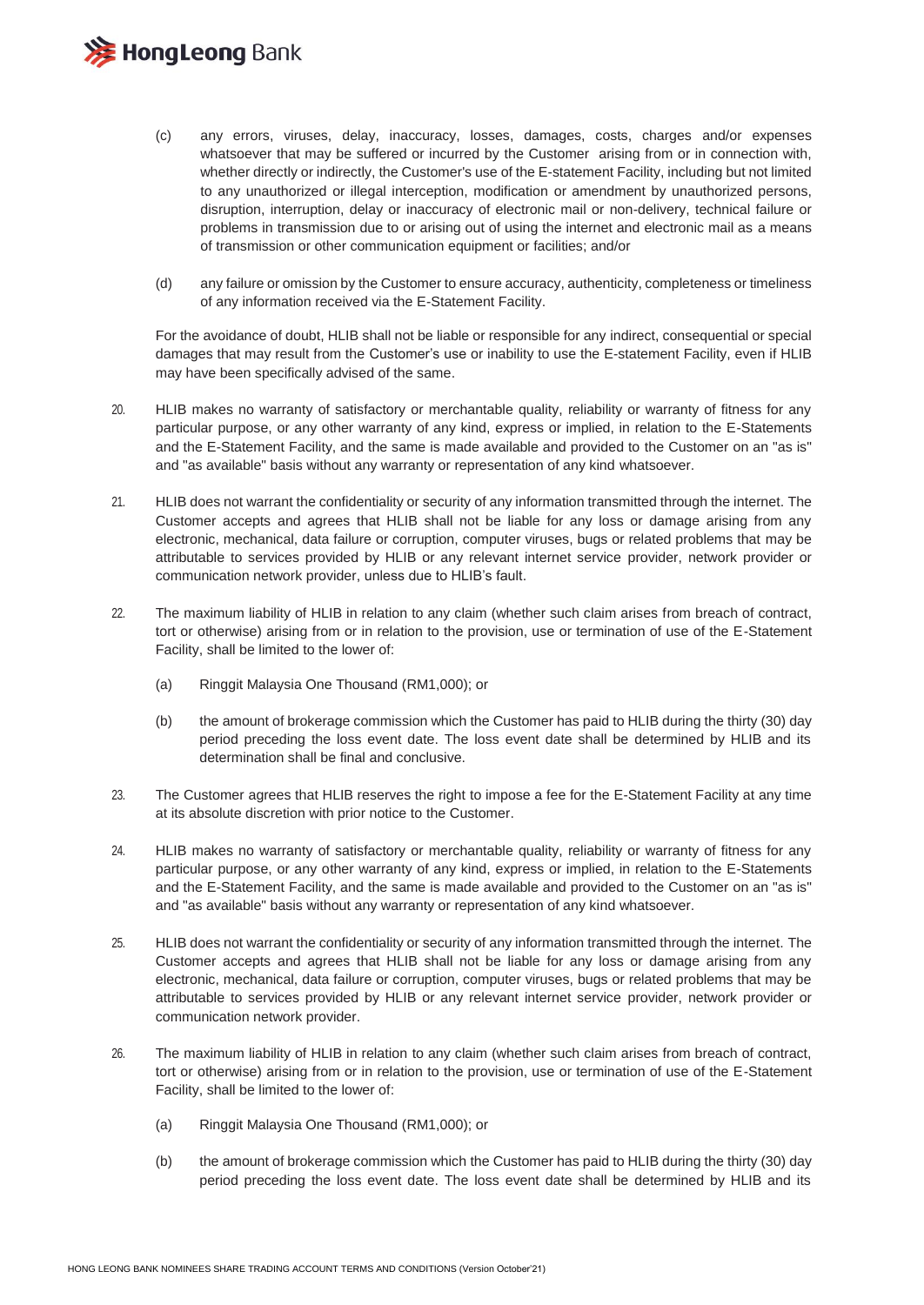(c) any errors, viruses, delay, inaccuracy, losses, damages, costs, charges and/or expenses whatsoever that may be suffered or incurred by the Customer arising from or in connection with, whether directly or indirectly, the Customer's use of the E-statement Facility, including but not limited to any unauthorized or illegal interception, modification or amendment by unauthorized persons, disruption, interruption, delay or inaccuracy of electronic mail or non-delivery, technical failure or problems in transmission due to or arising out of using the internet and electronic mail as a means of transmission or other communication equipment or facilities; and/or

(d) any failure or omission by the Customer to ensure accuracy, authenticity, completeness or timeliness of any information received via the E-Statement Facility.

For the avoidance of doubt, HLIB shall not be liable or responsible for any indirect, consequential or special damages that may result from the Customer's use or inability to use the E-statement Facility, even if HLIB may have been specifically advised of the same.

20. HLIB makes no warranty of satisfactory or merchantable quality, reliability or warranty of fitness for any particular purpose, or any other warranty of any kind, express or implied, in relation to the E-Statements and the E-Statement Facility, and the same is made available and provided to the Customer on an "as is" and "as available" basis without any warranty or representation of any kind whatsoever.

21. HLIB does not warrant the confidentiality or security of any information transmitted through the internet. The Customer accepts and agrees that HLIB shall not be liable for any loss or damage arising from any electronic, mechanical, data failure or corruption, computer viruses, bugs or related problems that may be attributable to services provided by HLIB or any relevant internet service provider, network provider or communication network provider, unless due to HLIB's fault.

22. The maximum liability of HLIB in relation to any claim (whether such claim arises from breach of contract, tort or otherwise) arising from or in relation to the provision, use or termination of use of the E-Statement Facility, shall be limited to the lower of:

    (a) Ringgit Malaysia One Thousand (RM1,000); or

    (b) the amount of brokerage commission which the Customer has paid to HLIB during the thirty (30) day period preceding the loss event date. The loss event date shall be determined by HLIB and its determination shall be final and conclusive.

23. The Customer agrees that HLIB reserves the right to impose a fee for the E-Statement Facility at any time at its absolute discretion with prior notice to the Customer.

24. HLIB makes no warranty of satisfactory or merchantable quality, reliability or warranty of fitness for any particular purpose, or any other warranty of any kind, express or implied, in relation to the E-Statements and the E-Statement Facility, and the same is made available and provided to the Customer on an "as is" and "as available" basis without any warranty or representation of any kind whatsoever.

25. HLIB does not warrant the confidentiality or security of any information transmitted through the internet. The Customer accepts and agrees that HLIB shall not be liable for any loss or damage arising from any electronic, mechanical, data failure or corruption, computer viruses, bugs or related problems that may be attributable to services provided by HLIB or any relevant internet service provider, network provider or communication network provider.

26. The maximum liability of HLIB in relation to any claim (whether such claim arises from breach of contract, tort or otherwise) arising from or in relation to the provision, use or termination of use of the E-Statement Facility, shall be limited to the lower of:

    (a) Ringgit Malaysia One Thousand (RM1,000); or

    (b) the amount of brokerage commission which the Customer has paid to HLIB during the thirty (30) day period preceding the loss event date. The loss event date shall be determined by HLIB and its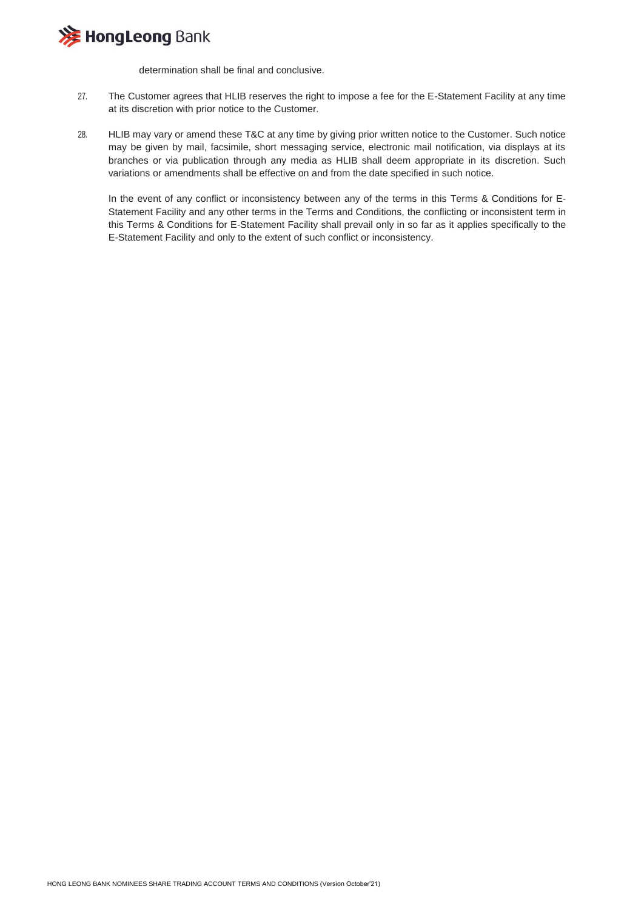determination shall be final and conclusive.

27. The Customer agrees that HLIB reserves the right to impose a fee for the E-Statement Facility at any time at its discretion with prior notice to the Customer.

28. HLIB may vary or amend these T&C at any time by giving prior written notice to the Customer. Such notice may be given by mail, facsimile, short messaging service, electronic mail notification, via displays at its branches or via publication through any media as HLIB shall deem appropriate in its discretion. Such variations or amendments shall be effective on and from the date specified in such notice.

    In the event of any conflict or inconsistency between any of the terms in this Terms & Conditions for E-Statement Facility and any other terms in the Terms and Conditions, the conflicting or inconsistent term in this Terms & Conditions for E-Statement Facility shall prevail only in so far as it applies specifically to the E-Statement Facility and only to the extent of such conflict or inconsistency.